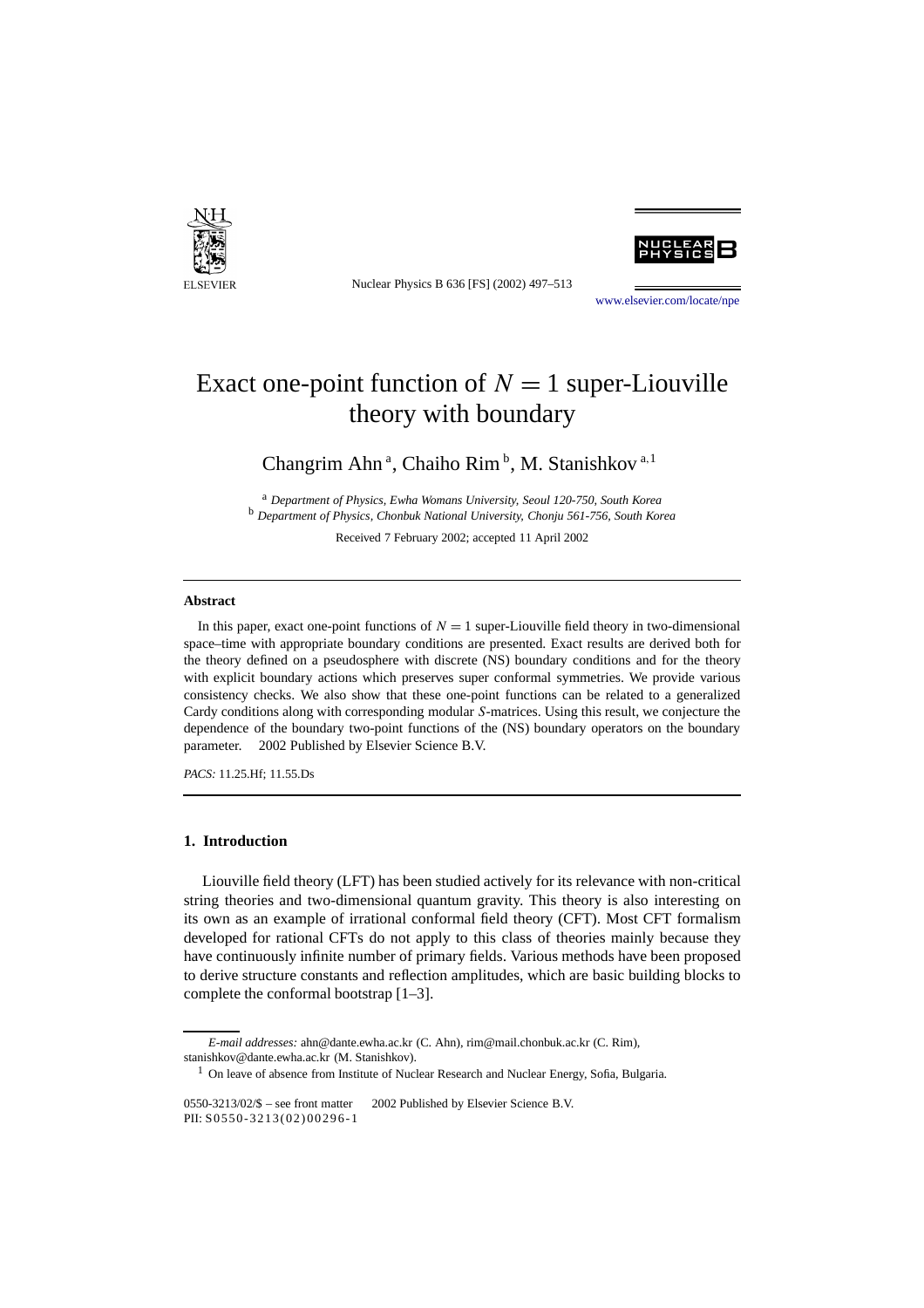# Exact one-point function of $N = 1$ super-Liouville theory with boundary

Changrim Ahn [a], Chaiho Rim [b], M. Stanishkov [a,1]

[a] *Department of Physics, Ewha Womans University, Seoul 120-750, South Korea*
[b] *Department of Physics, Chonbuk National University, Chonju 561-756, South Korea*

Received 7 February 2002; accepted 11 April 2002

---

**Abstract**

In this paper, exact one-point functions of $N = 1$ super-Liouville field theory in two-dimensional space–time with appropriate boundary conditions are presented. Exact results are derived both for the theory defined on a pseudosphere with discrete (NS) boundary conditions and for the theory with explicit boundary actions which preserves super conformal symmetries. We provide various consistency checks. We also show that these one-point functions can be related to a generalized Cardy conditions along with corresponding modular *S*-matrices. Using this result, we conjecture the dependence of the boundary two-point functions of the (NS) boundary operators on the boundary parameter. © 2002 Published by Elsevier Science B.V.

*PACS:* 11.25.Hf; 11.55.Ds

---

## 1. Introduction

Liouville field theory (LFT) has been studied actively for its relevance with non-critical string theories and two-dimensional quantum gravity. This theory is also interesting on its own as an example of irrational conformal field theory (CFT). Most CFT formalism developed for rational CFTs do not apply to this class of theories mainly because they have continuously infinite number of primary fields. Various methods have been proposed to derive structure constants and reflection amplitudes, which are basic building blocks to complete the conformal bootstrap [1–3].

---

*E-mail addresses:* ahn@dante.ewha.ac.kr (C. Ahn), rim@mail.chonbuk.ac.kr (C. Rim), stanishkov@dante.ewha.ac.kr (M. Stanishkov).

[1] On leave of absence from Institute of Nuclear Research and Nuclear Energy, Sofia, Bulgaria.

0550-3213/02/$ – see front matter © 2002 Published by Elsevier Science B.V.
PII: S0550-3213(02)00296-1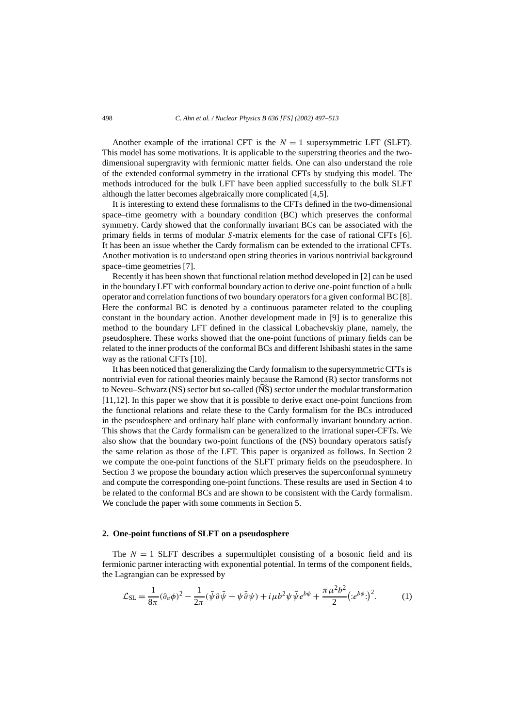Another example of the irrational CFT is the $N = 1$ supersymmetric LFT (SLFT). This model has some motivations. It is applicable to the superstring theories and the two-dimensional supergravity with fermionic matter fields. One can also understand the role of the extended conformal symmetry in the irrational CFTs by studying this model. The methods introduced for the bulk LFT have been applied successfully to the bulk SLFT although the latter becomes algebraically more complicated [4,5].

It is interesting to extend these formalisms to the CFTs defined in the two-dimensional space–time geometry with a boundary condition (BC) which preserves the conformal symmetry. Cardy showed that the conformally invariant BCs can be associated with the primary fields in terms of modular $S$-matrix elements for the case of rational CFTs [6]. It has been an issue whether the Cardy formalism can be extended to the irrational CFTs. Another motivation is to understand open string theories in various nontrivial background space–time geometries [7].

Recently it has been shown that functional relation method developed in [2] can be used in the boundary LFT with conformal boundary action to derive one-point function of a bulk operator and correlation functions of two boundary operators for a given conformal BC [8]. Here the conformal BC is denoted by a continuous parameter related to the coupling constant in the boundary action. Another development made in [9] is to generalize this method to the boundary LFT defined in the classical Lobachevskiy plane, namely, the pseudosphere. These works showed that the one-point functions of primary fields can be related to the inner products of the conformal BCs and different Ishibashi states in the same way as the rational CFTs [10].

It has been noticed that generalizing the Cardy formalism to the supersymmetric CFTs is nontrivial even for rational theories mainly because the Ramond (R) sector transforms not to Neveu–Schwarz (NS) sector but so-called ($\widetilde{\text{NS}}$) sector under the modular transformation [11,12]. In this paper we show that it is possible to derive exact one-point functions from the functional relations and relate these to the Cardy formalism for the BCs introduced in the pseudosphere and ordinary half plane with conformally invariant boundary action. This shows that the Cardy formalism can be generalized to the irrational super-CFTs. We also show that the boundary two-point functions of the (NS) boundary operators satisfy the same relation as those of the LFT. This paper is organized as follows. In Section 2 we compute the one-point functions of the SLFT primary fields on the pseudosphere. In Section 3 we propose the boundary action which preserves the superconformal symmetry and compute the corresponding one-point functions. These results are used in Section 4 to be related to the conformal BCs and are shown to be consistent with the Cardy formalism. We conclude the paper with some comments in Section 5.

## 2. One-point functions of SLFT on a pseudosphere

The $N = 1$ SLFT describes a supermultiplet consisting of a bosonic field and its fermionic partner interacting with exponential potential. In terms of the component fields, the Lagrangian can be expressed by

$$\mathcal{L}_{\text{SL}} = \frac{1}{8\pi}(\partial_a\phi)^2 - \frac{1}{2\pi}(\bar{\psi}\partial\bar{\psi} + \psi\bar{\partial}\psi) + i\mu b^2\psi\bar{\psi}e^{b\phi} + \frac{\pi\mu^2 b^2}{2}\big(:e^{b\phi}:\big)^2. \tag{1}$$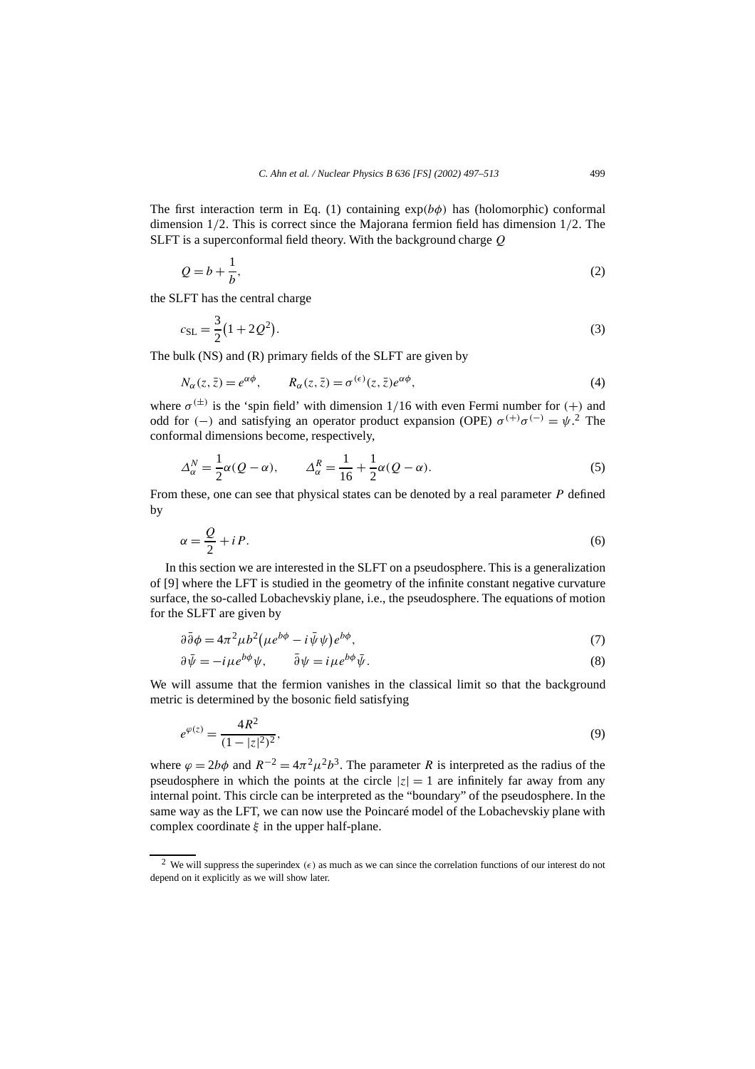The first interaction term in Eq. (1) containing $\exp(b\phi)$ has (holomorphic) conformal dimension $1/2$. This is correct since the Majorana fermion field has dimension $1/2$. The SLFT is a superconformal field theory. With the background charge $Q$

$$Q = b + \frac{1}{b}, \tag{2}$$

the SLFT has the central charge

$$c_{\mathrm{SL}} = \frac{3}{2}\left(1 + 2Q^2\right). \tag{3}$$

The bulk (NS) and (R) primary fields of the SLFT are given by

$$N_\alpha(z, \bar{z}) = e^{\alpha\phi}, \qquad R_\alpha(z, \bar{z}) = \sigma^{(\epsilon)}(z, \bar{z}) e^{\alpha\phi}, \tag{4}$$

where $\sigma^{(\pm)}$ is the 'spin field' with dimension $1/16$ with even Fermi number for $(+)$ and odd for $(-)$ and satisfying an operator product expansion (OPE) $\sigma^{(+)}\sigma^{(-)} = \psi$.[2] The conformal dimensions become, respectively,

$$\Delta^N_\alpha = \frac{1}{2}\alpha(Q - \alpha), \qquad \Delta^R_\alpha = \frac{1}{16} + \frac{1}{2}\alpha(Q - \alpha). \tag{5}$$

From these, one can see that physical states can be denoted by a real parameter $P$ defined by

$$\alpha = \frac{Q}{2} + iP. \tag{6}$$

In this section we are interested in the SLFT on a pseudosphere. This is a generalization of [9] where the LFT is studied in the geometry of the infinite constant negative curvature surface, the so-called Lobachevskiy plane, i.e., the pseudosphere. The equations of motion for the SLFT are given by

$$\partial\bar{\partial}\phi = 4\pi^2\mu b^2\left(\mu e^{b\phi} - i\bar{\psi}\psi\right)e^{b\phi}, \tag{7}$$

$$\partial\bar{\psi} = -i\mu e^{b\phi}\psi, \qquad \bar{\partial}\psi = i\mu e^{b\phi}\bar{\psi}. \tag{8}$$

We will assume that the fermion vanishes in the classical limit so that the background metric is determined by the bosonic field satisfying

$$e^{\varphi(z)} = \frac{4R^2}{(1 - |z|^2)^2}, \tag{9}$$

where $\varphi = 2b\phi$ and $R^{-2} = 4\pi^2\mu^2 b^3$. The parameter $R$ is interpreted as the radius of the pseudosphere in which the points at the circle $|z| = 1$ are infinitely far away from any internal point. This circle can be interpreted as the "boundary" of the pseudosphere. In the same way as the LFT, we can now use the Poincaré model of the Lobachevskiy plane with complex coordinate $\xi$ in the upper half-plane.

[2] We will suppress the superindex $(\epsilon)$ as much as we can since the correlation functions of our interest do not depend on it explicitly as we will show later.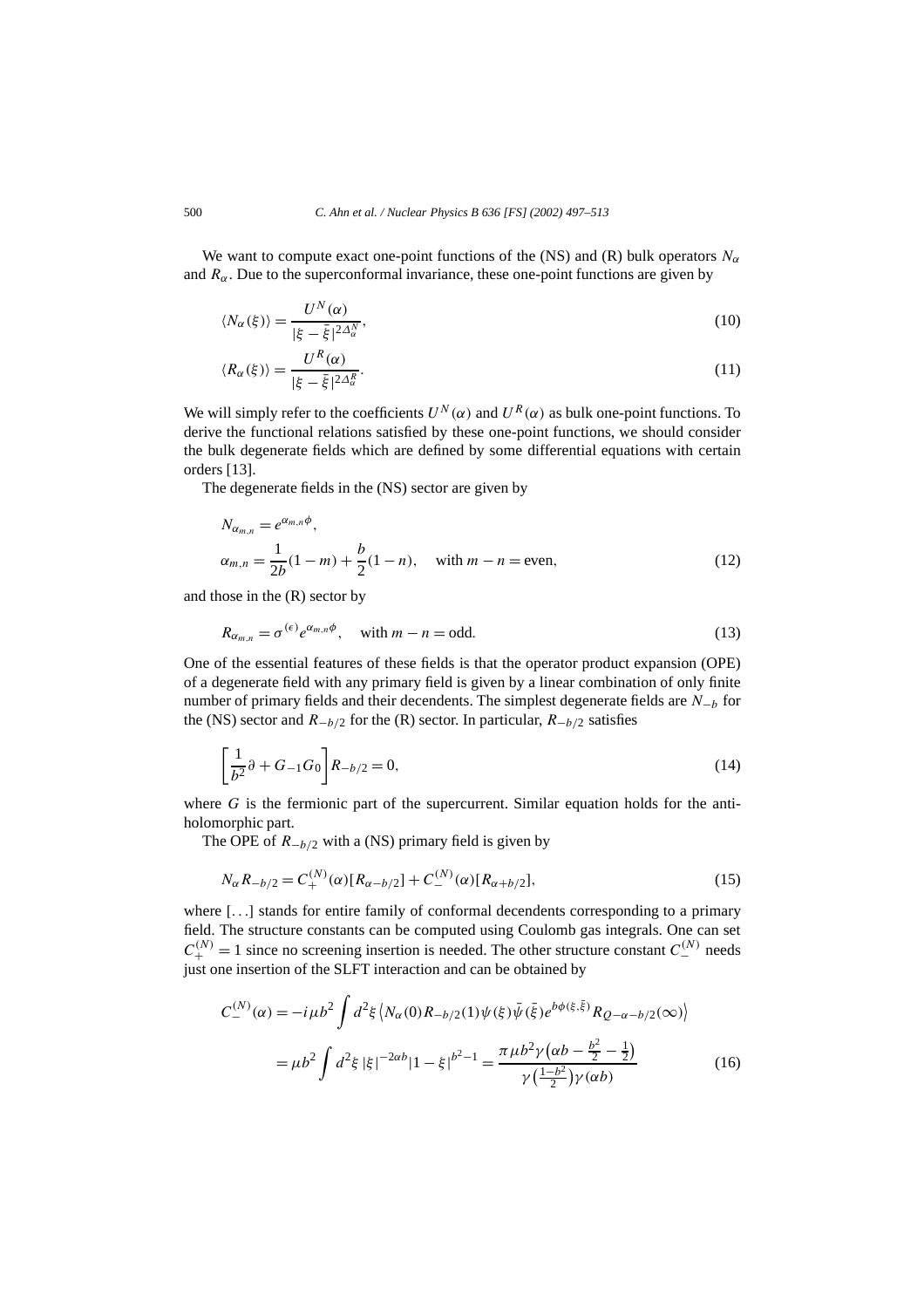We want to compute exact one-point functions of the (NS) and (R) bulk operators $N_\alpha$ and $R_\alpha$. Due to the superconformal invariance, these one-point functions are given by

$$\langle N_\alpha(\xi)\rangle = \frac{U^N(\alpha)}{|\xi-\bar{\xi}|^{2\Delta_\alpha^N}}, \tag{10}$$

$$\langle R_\alpha(\xi)\rangle = \frac{U^R(\alpha)}{|\xi-\bar{\xi}|^{2\Delta_\alpha^R}}. \tag{11}$$

We will simply refer to the coefficients $U^N(\alpha)$ and $U^R(\alpha)$ as bulk one-point functions. To derive the functional relations satisfied by these one-point functions, we should consider the bulk degenerate fields which are defined by some differential equations with certain orders [13].

The degenerate fields in the (NS) sector are given by

$$N_{\alpha_{m,n}} = e^{\alpha_{m,n}\phi},$$
$$\alpha_{m,n} = \frac{1}{2b}(1-m) + \frac{b}{2}(1-n), \quad \text{with } m-n = \text{even}, \tag{12}$$

and those in the (R) sector by

$$R_{\alpha_{m,n}} = \sigma^{(\epsilon)} e^{\alpha_{m,n}\phi}, \quad \text{with } m-n = \text{odd}. \tag{13}$$

One of the essential features of these fields is that the operator product expansion (OPE) of a degenerate field with any primary field is given by a linear combination of only finite number of primary fields and their decendents. The simplest degenerate fields are $N_{-b}$ for the (NS) sector and $R_{-b/2}$ for the (R) sector. In particular, $R_{-b/2}$ satisfies

$$\left[\frac{1}{b^2}\partial + G_{-1}G_0\right] R_{-b/2} = 0, \tag{14}$$

where $G$ is the fermionic part of the supercurrent. Similar equation holds for the anti-holomorphic part.

The OPE of $R_{-b/2}$ with a (NS) primary field is given by

$$N_\alpha R_{-b/2} = C_+^{(N)}(\alpha)[R_{\alpha-b/2}] + C_-^{(N)}(\alpha)[R_{\alpha+b/2}], \tag{15}$$

where [...] stands for entire family of conformal decendents corresponding to a primary field. The structure constants can be computed using Coulomb gas integrals. One can set $C_+^{(N)} = 1$ since no screening insertion is needed. The other structure constant $C_-^{(N)}$ needs just one insertion of the SLFT interaction and can be obtained by

$$\begin{aligned}
C_-^{(N)}(\alpha) &= -i\mu b^2 \int d^2\xi \left\langle N_\alpha(0) R_{-b/2}(1)\psi(\xi)\bar{\psi}(\bar{\xi}) e^{b\phi(\xi,\bar{\xi})} R_{Q-\alpha-b/2}(\infty)\right\rangle \\
&= \mu b^2 \int d^2\xi\, |\xi|^{-2\alpha b}|1-\xi|^{b^2-1} = \frac{\pi\mu b^2 \gamma\left(\alpha b - \frac{b^2}{2} - \frac{1}{2}\right)}{\gamma\left(\frac{1-b^2}{2}\right)\gamma(\alpha b)}
\end{aligned} \tag{16}$$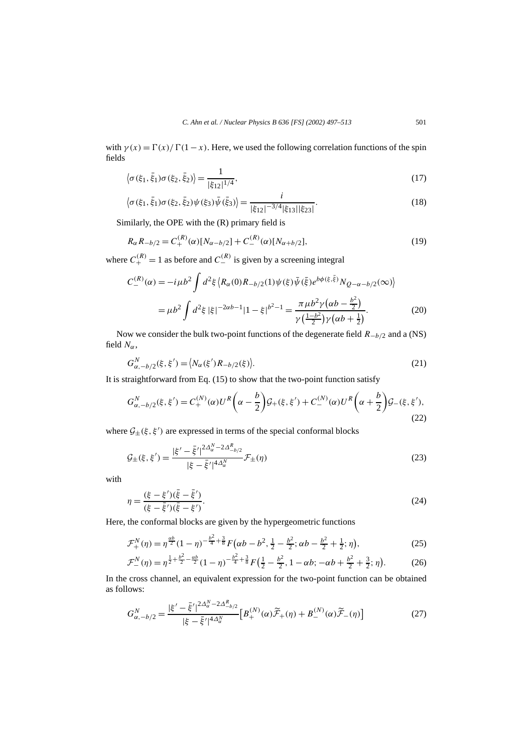with $\gamma(x) = \Gamma(x)/\Gamma(1-x)$. Here, we used the following correlation functions of the spin fields

$$\langle \sigma(\xi_1, \bar{\xi}_1)\sigma(\xi_2, \bar{\xi}_2)\rangle = \frac{1}{|\xi_{12}|^{1/4}}, \tag{17}$$

$$\langle \sigma(\xi_1, \bar{\xi}_1)\sigma(\xi_2, \bar{\xi}_2)\psi(\xi_3)\bar{\psi}(\bar{\xi}_3)\rangle = \frac{i}{|\xi_{12}|^{-3/4}|\xi_{13}||\xi_{23}|}. \tag{18}$$

Similarly, the OPE with the (R) primary field is

$$R_\alpha R_{-b/2} = C_+^{(R)}(\alpha)[N_{\alpha-b/2}] + C_-^{(R)}(\alpha)[N_{\alpha+b/2}], \tag{19}$$

where $C_+^{(R)} = 1$ as before and $C_-^{(R)}$ is given by a screening integral

$$\begin{aligned} C_-^{(R)}(\alpha) &= -i\mu b^2 \int d^2\xi \, \langle R_\alpha(0) R_{-b/2}(1)\psi(\xi)\bar{\psi}(\bar{\xi})e^{b\phi(\xi,\bar{\xi})}N_{Q-\alpha-b/2}(\infty)\rangle \\ &= \mu b^2 \int d^2\xi \, |\xi|^{-2\alpha b-1}|1-\xi|^{b^2-1} = \frac{\pi\mu b^2\gamma\left(\alpha b - \frac{b^2}{2}\right)}{\gamma\left(\frac{1-b^2}{2}\right)\gamma\left(\alpha b + \frac{1}{2}\right)}. \end{aligned} \tag{20}$$

Now we consider the bulk two-point functions of the degenerate field $R_{-b/2}$ and a (NS) field $N_\alpha$,

$$G^N_{\alpha,-b/2}(\xi, \xi') = \langle N_\alpha(\xi')R_{-b/2}(\xi)\rangle. \tag{21}$$

It is straightforward from Eq. (15) to show that the two-point function satisfy

$$G^N_{\alpha,-b/2}(\xi, \xi') = C_+^{(N)}(\alpha)U^R\left(\alpha - \frac{b}{2}\right)\mathcal{G}_+(\xi, \xi') + C_-^{(N)}(\alpha)U^R\left(\alpha + \frac{b}{2}\right)\mathcal{G}_-(\xi, \xi'), \tag{22}$$

where $\mathcal{G}_\pm(\xi, \xi')$ are expressed in terms of the special conformal blocks

$$\mathcal{G}_\pm(\xi, \xi') = \frac{|\xi' - \bar{\xi}'|^{2\Delta_\alpha^N - 2\Delta_{-b/2}^R}}{|\xi - \bar{\xi}'|^{4\Delta_\alpha^N}}\mathcal{F}_\pm(\eta) \tag{23}$$

with

$$\eta = \frac{(\xi - \xi')(\bar{\xi} - \bar{\xi}')}{(\xi - \bar{\xi}')(\bar{\xi} - \xi')}. \tag{24}$$

Here, the conformal blocks are given by the hypergeometric functions

$$\mathcal{F}_+^N(\eta) = \eta^{\frac{\alpha b}{2}}(1-\eta)^{-\frac{b^2}{4}+\frac{3}{8}}F\left(\alpha b - b^2, \tfrac{1}{2} - \tfrac{b^2}{2}; \alpha b - \tfrac{b^2}{2} + \tfrac{1}{2}; \eta\right), \tag{25}$$

$$\mathcal{F}_-^N(\eta) = \eta^{\frac{1}{2}+\frac{b^2}{2}-\frac{\alpha b}{2}}(1-\eta)^{-\frac{b^2}{4}+\frac{3}{8}}F\left(\tfrac{1}{2} - \tfrac{b^2}{2}, 1 - \alpha b; -\alpha b + \tfrac{b^2}{2} + \tfrac{3}{2}; \eta\right). \tag{26}$$

In the cross channel, an equivalent expression for the two-point function can be obtained as follows:

$$G^N_{\alpha,-b/2} = \frac{|\xi' - \bar{\xi}'|^{2\Delta_\alpha^N - 2\Delta_{-b/2}^R}}{|\xi - \bar{\xi}'|^{4\Delta_\alpha^N}}\left[B_+^{(N)}(\alpha)\widetilde{\mathcal{F}}_+(\eta) + B_-^{(N)}(\alpha)\widetilde{\mathcal{F}}_-(\eta)\right] \tag{27}$$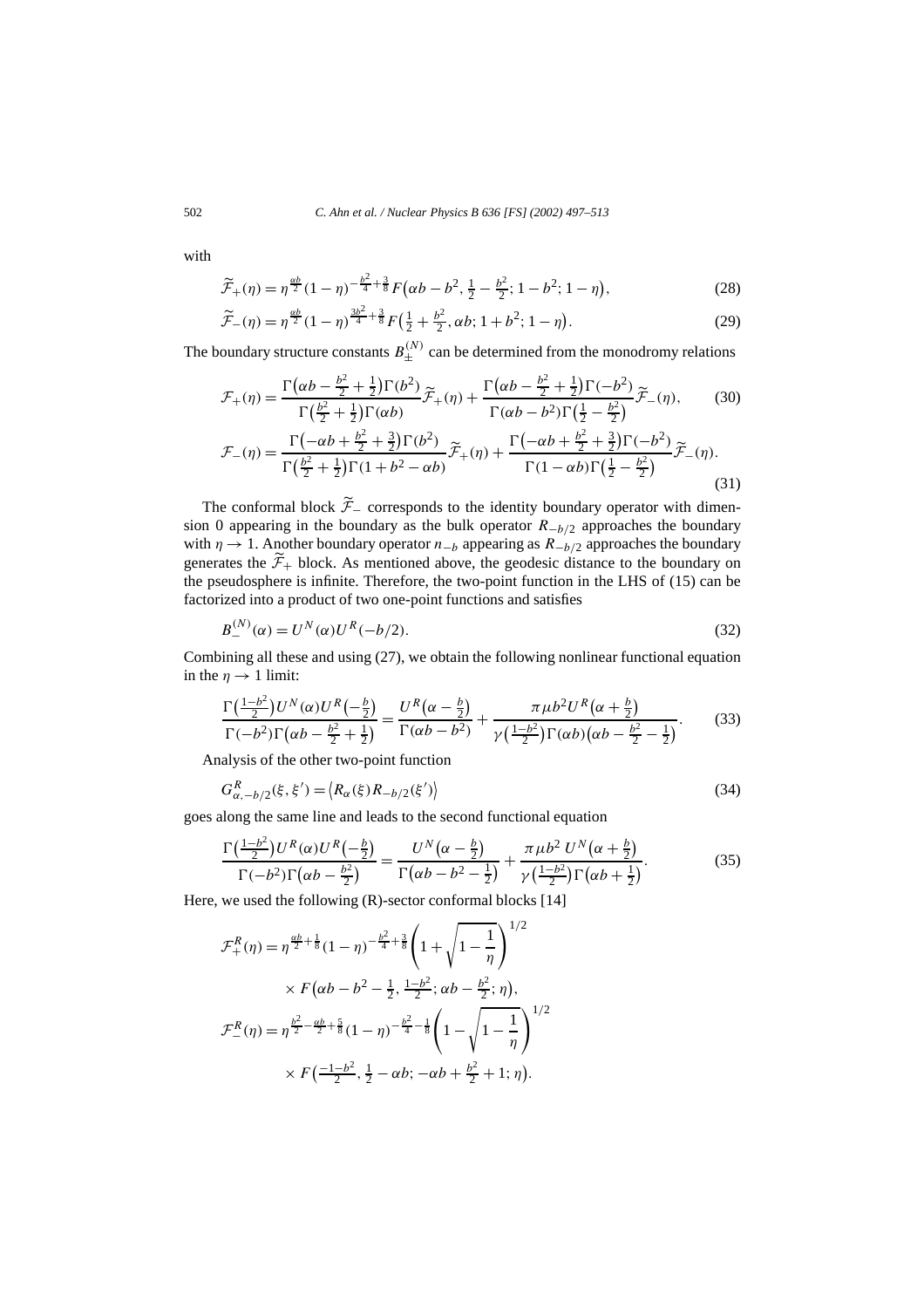with

$$\widetilde{\mathcal{F}}_{+}(\eta) = \eta^{\frac{\alpha b}{2}}(1-\eta)^{-\frac{b^2}{4}+\frac{3}{8}} F\left(\alpha b - b^2, \tfrac{1}{2} - \tfrac{b^2}{2}; 1-b^2; 1-\eta\right), \tag{28}$$

$$\widetilde{\mathcal{F}}_{-}(\eta) = \eta^{\frac{\alpha b}{2}}(1-\eta)^{\frac{3b^2}{4}+\frac{3}{8}} F\left(\tfrac{1}{2} + \tfrac{b^2}{2}, \alpha b; 1+b^2; 1-\eta\right). \tag{29}$$

The boundary structure constants $B_{\pm}^{(N)}$ can be determined from the monodromy relations

$$\mathcal{F}_{+}(\eta) = \frac{\Gamma\left(\alpha b - \frac{b^2}{2} + \frac{1}{2}\right)\Gamma(b^2)}{\Gamma\left(\frac{b^2}{2} + \frac{1}{2}\right)\Gamma(\alpha b)} \widetilde{\mathcal{F}}_{+}(\eta) + \frac{\Gamma\left(\alpha b - \frac{b^2}{2} + \frac{1}{2}\right)\Gamma(-b^2)}{\Gamma(\alpha b - b^2)\Gamma\left(\frac{1}{2} - \frac{b^2}{2}\right)} \widetilde{\mathcal{F}}_{-}(\eta), \tag{30}$$

$$\mathcal{F}_{-}(\eta) = \frac{\Gamma\left(-\alpha b + \frac{b^2}{2} + \frac{3}{2}\right)\Gamma(b^2)}{\Gamma\left(\frac{b^2}{2} + \frac{1}{2}\right)\Gamma(1 + b^2 - \alpha b)} \widetilde{\mathcal{F}}_{+}(\eta) + \frac{\Gamma\left(-\alpha b + \frac{b^2}{2} + \frac{3}{2}\right)\Gamma(-b^2)}{\Gamma(1 - \alpha b)\Gamma\left(\frac{1}{2} - \frac{b^2}{2}\right)} \widetilde{\mathcal{F}}_{-}(\eta). \tag{31}$$

The conformal block $\widetilde{\mathcal{F}}_{-}$ corresponds to the identity boundary operator with dimension 0 appearing in the boundary as the bulk operator $R_{-b/2}$ approaches the boundary with $\eta \to 1$. Another boundary operator $n_{-b}$ appearing as $R_{-b/2}$ approaches the boundary generates the $\widetilde{\mathcal{F}}_{+}$ block. As mentioned above, the geodesic distance to the boundary on the pseudosphere is infinite. Therefore, the two-point function in the LHS of (15) can be factorized into a product of two one-point functions and satisfies

$$B_{-}^{(N)}(\alpha) = U^N(\alpha) U^R(-b/2). \tag{32}$$

Combining all these and using (27), we obtain the following nonlinear functional equation in the $\eta \to 1$ limit:

$$\frac{\Gamma\left(\frac{1-b^2}{2}\right) U^N(\alpha) U^R\left(-\frac{b}{2}\right)}{\Gamma(-b^2)\Gamma\left(\alpha b - \frac{b^2}{2} + \frac{1}{2}\right)} = \frac{U^R\left(\alpha - \frac{b}{2}\right)}{\Gamma(\alpha b - b^2)} + \frac{\pi \mu b^2 U^R\left(\alpha + \frac{b}{2}\right)}{\gamma\left(\frac{1-b^2}{2}\right)\Gamma(\alpha b)\left(\alpha b - \frac{b^2}{2} - \frac{1}{2}\right)}. \tag{33}$$

Analysis of the other two-point function

$$G^R_{\alpha,-b/2}(\xi, \xi') = \left\langle R_\alpha(\xi) R_{-b/2}(\xi')\right\rangle \tag{34}$$

goes along the same line and leads to the second functional equation

$$\frac{\Gamma\left(\frac{1-b^2}{2}\right) U^R(\alpha) U^R\left(-\frac{b}{2}\right)}{\Gamma(-b^2)\Gamma\left(\alpha b - \frac{b^2}{2}\right)} = \frac{U^N\left(\alpha - \frac{b}{2}\right)}{\Gamma\left(\alpha b - b^2 - \frac{1}{2}\right)} + \frac{\pi \mu b^2\, U^N\left(\alpha + \frac{b}{2}\right)}{\gamma\left(\frac{1-b^2}{2}\right)\Gamma\left(\alpha b + \frac{1}{2}\right)}. \tag{35}$$

Here, we used the following (R)-sector conformal blocks [14]

$$\mathcal{F}_{+}^R(\eta) = \eta^{\frac{\alpha b}{2}+\frac{1}{8}}(1-\eta)^{-\frac{b^2}{4}+\frac{3}{8}}\left(1 + \sqrt{1 - \frac{1}{\eta}}\right)^{1/2} \times F\left(\alpha b - b^2 - \tfrac{1}{2}, \tfrac{1-b^2}{2}; \alpha b - \tfrac{b^2}{2}; \eta\right),$$

$$\mathcal{F}_{-}^R(\eta) = \eta^{\frac{b^2}{2}-\frac{\alpha b}{2}+\frac{5}{8}}(1-\eta)^{-\frac{b^2}{4}-\frac{1}{8}}\left(1 - \sqrt{1 - \frac{1}{\eta}}\right)^{1/2} \times F\left(\tfrac{-1-b^2}{2}, \tfrac{1}{2} - \alpha b; -\alpha b + \tfrac{b^2}{2} + 1; \eta\right).$$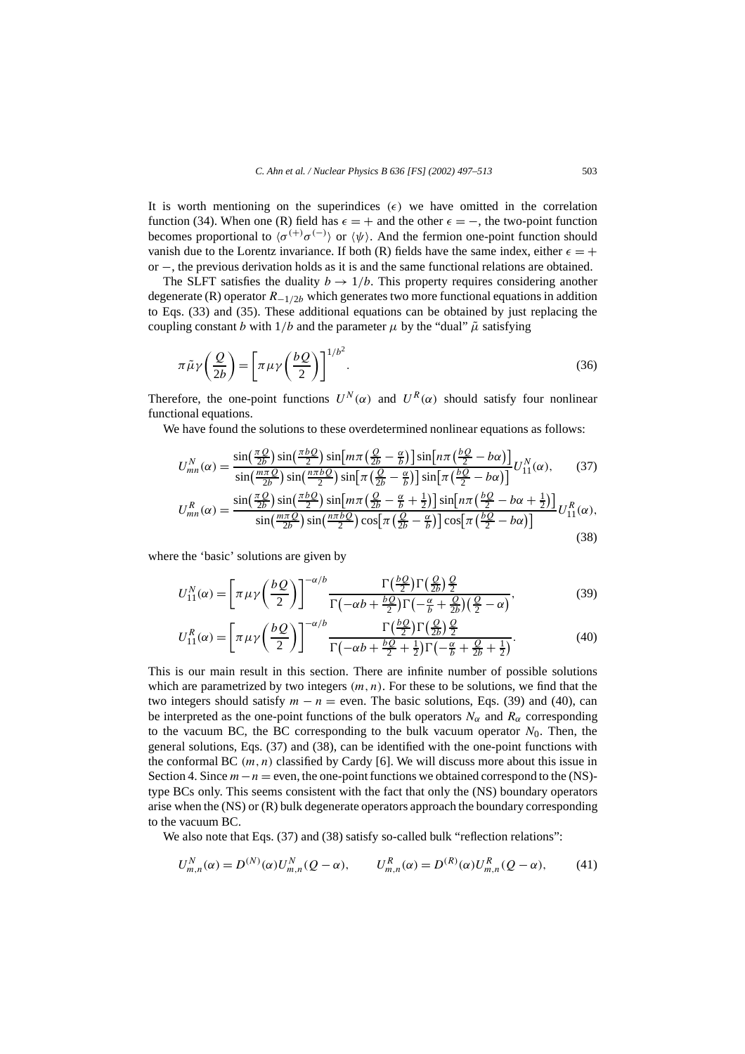It is worth mentioning on the superindices $(\epsilon)$ we have omitted in the correlation function (34). When one (R) field has $\epsilon = +$ and the other $\epsilon = -$, the two-point function becomes proportional to $\langle \sigma^{(+)}\sigma^{(-)}\rangle$ or $\langle\psi\rangle$. And the fermion one-point function should vanish due to the Lorentz invariance. If both (R) fields have the same index, either $\epsilon = +$ or $-$, the previous derivation holds as it is and the same functional relations are obtained.

The SLFT satisfies the duality $b \to 1/b$. This property requires considering another degenerate (R) operator $R_{-1/2b}$ which generates two more functional equations in addition to Eqs. (33) and (35). These additional equations can be obtained by just replacing the coupling constant $b$ with $1/b$ and the parameter $\mu$ by the "dual" $\tilde{\mu}$ satisfying

$$\pi\tilde{\mu}\gamma\left(\frac{Q}{2b}\right) = \left[\pi\mu\gamma\left(\frac{bQ}{2}\right)\right]^{1/b^2}. \tag{36}$$

Therefore, the one-point functions $U^N(\alpha)$ and $U^R(\alpha)$ should satisfy four nonlinear functional equations.

We have found the solutions to these overdetermined nonlinear equations as follows:

$$U^N_{mn}(\alpha) = \frac{\sin\left(\frac{\pi Q}{2b}\right)\sin\left(\frac{\pi bQ}{2}\right)\sin\left[m\pi\left(\frac{Q}{2b}-\frac{\alpha}{b}\right)\right]\sin\left[n\pi\left(\frac{bQ}{2}-b\alpha\right)\right]}{\sin\left(\frac{m\pi Q}{2b}\right)\sin\left(\frac{n\pi bQ}{2}\right)\sin\left[\pi\left(\frac{Q}{2b}-\frac{\alpha}{b}\right)\right]\sin\left[\pi\left(\frac{bQ}{2}-b\alpha\right)\right]}U^N_{11}(\alpha), \tag{37}$$

$$U^R_{mn}(\alpha) = \frac{\sin\left(\frac{\pi Q}{2b}\right)\sin\left(\frac{\pi bQ}{2}\right)\sin\left[m\pi\left(\frac{Q}{2b}-\frac{\alpha}{b}+\frac{1}{2}\right)\right]\sin\left[n\pi\left(\frac{bQ}{2}-b\alpha+\frac{1}{2}\right)\right]}{\sin\left(\frac{m\pi Q}{2b}\right)\sin\left(\frac{n\pi bQ}{2}\right)\cos\left[\pi\left(\frac{Q}{2b}-\frac{\alpha}{b}\right)\right]\cos\left[\pi\left(\frac{bQ}{2}-b\alpha\right)\right]}U^R_{11}(\alpha), \tag{38}$$

where the 'basic' solutions are given by

$$U^N_{11}(\alpha) = \left[\pi\mu\gamma\left(\frac{bQ}{2}\right)\right]^{-\alpha/b}\frac{\Gamma\left(\frac{bQ}{2}\right)\Gamma\left(\frac{Q}{2b}\right)\frac{Q}{2}}{\Gamma\left(-\alpha b+\frac{bQ}{2}\right)\Gamma\left(-\frac{\alpha}{b}+\frac{Q}{2b}\right)\left(\frac{Q}{2}-\alpha\right)}, \tag{39}$$

$$U^R_{11}(\alpha) = \left[\pi\mu\gamma\left(\frac{bQ}{2}\right)\right]^{-\alpha/b}\frac{\Gamma\left(\frac{bQ}{2}\right)\Gamma\left(\frac{Q}{2b}\right)\frac{Q}{2}}{\Gamma\left(-\alpha b+\frac{bQ}{2}+\frac{1}{2}\right)\Gamma\left(-\frac{\alpha}{b}+\frac{Q}{2b}+\frac{1}{2}\right)}. \tag{40}$$

This is our main result in this section. There are infinite number of possible solutions which are parametrized by two integers $(m,n)$. For these to be solutions, we find that the two integers should satisfy $m-n=$ even. The basic solutions, Eqs. (39) and (40), can be interpreted as the one-point functions of the bulk operators $N_\alpha$ and $R_\alpha$ corresponding to the vacuum BC, the BC corresponding to the bulk vacuum operator $N_0$. Then, the general solutions, Eqs. (37) and (38), can be identified with the one-point functions with the conformal BC $(m,n)$ classified by Cardy [6]. We will discuss more about this issue in Section 4. Since $m-n=$ even, the one-point functions we obtained correspond to the (NS)-type BCs only. This seems consistent with the fact that only the (NS) boundary operators arise when the (NS) or (R) bulk degenerate operators approach the boundary corresponding to the vacuum BC.

We also note that Eqs. (37) and (38) satisfy so-called bulk "reflection relations":

$$U^N_{m,n}(\alpha) = D^{(N)}(\alpha)U^N_{m,n}(Q-\alpha), \qquad U^R_{m,n}(\alpha) = D^{(R)}(\alpha)U^R_{m,n}(Q-\alpha), \tag{41}$$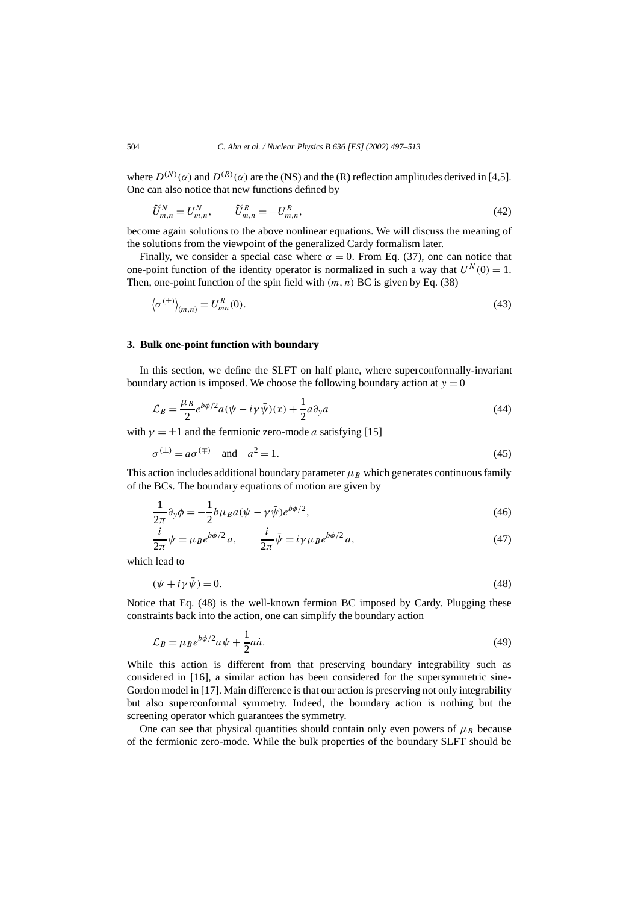where $D^{(N)}(\alpha)$ and $D^{(R)}(\alpha)$ are the (NS) and the (R) reflection amplitudes derived in [4,5]. One can also notice that new functions defined by

$$\widetilde{U}^{N}_{m,n} = U^{N}_{m,n}, \qquad \widetilde{U}^{R}_{m,n} = -U^{R}_{m,n}, \tag{42}$$

become again solutions to the above nonlinear equations. We will discuss the meaning of the solutions from the viewpoint of the generalized Cardy formalism later.

Finally, we consider a special case where $\alpha = 0$. From Eq. (37), one can notice that one-point function of the identity operator is normalized in such a way that $U^{N}(0) = 1$. Then, one-point function of the spin field with $(m, n)$ BC is given by Eq. (38)

$$\langle \sigma^{(\pm)} \rangle_{(m,n)} = U^{R}_{mn}(0). \tag{43}$$

## 3. Bulk one-point function with boundary

In this section, we define the SLFT on half plane, where superconformally-invariant boundary action is imposed. We choose the following boundary action at $y = 0$

$$\mathcal{L}_B = \frac{\mu_B}{2} e^{b\phi/2} a(\psi - i\gamma\bar{\psi})(x) + \frac{1}{2} a\partial_y a \tag{44}$$

with $\gamma = \pm 1$ and the fermionic zero-mode $a$ satisfying [15]

$$\sigma^{(\pm)} = a\sigma^{(\mp)} \quad \text{and} \quad a^2 = 1. \tag{45}$$

This action includes additional boundary parameter $\mu_B$ which generates continuous family of the BCs. The boundary equations of motion are given by

$$\frac{1}{2\pi}\partial_y \phi = -\frac{1}{2} b\mu_B a(\psi - \gamma\bar{\psi}) e^{b\phi/2}, \tag{46}$$

$$\frac{i}{2\pi}\psi = \mu_B e^{b\phi/2} a, \qquad \frac{i}{2\pi}\bar{\psi} = i\gamma\mu_B e^{b\phi/2} a, \tag{47}$$

which lead to

$$(\psi + i\gamma\bar{\psi}) = 0. \tag{48}$$

Notice that Eq. (48) is the well-known fermion BC imposed by Cardy. Plugging these constraints back into the action, one can simplify the boundary action

$$\mathcal{L}_B = \mu_B e^{b\phi/2} a\psi + \frac{1}{2} a\dot{a}. \tag{49}$$

While this action is different from that preserving boundary integrability such as considered in [16], a similar action has been considered for the supersymmetric sine-Gordon model in [17]. Main difference is that our action is preserving not only integrability but also superconformal symmetry. Indeed, the boundary action is nothing but the screening operator which guarantees the symmetry.

One can see that physical quantities should contain only even powers of $\mu_B$ because of the fermionic zero-mode. While the bulk properties of the boundary SLFT should be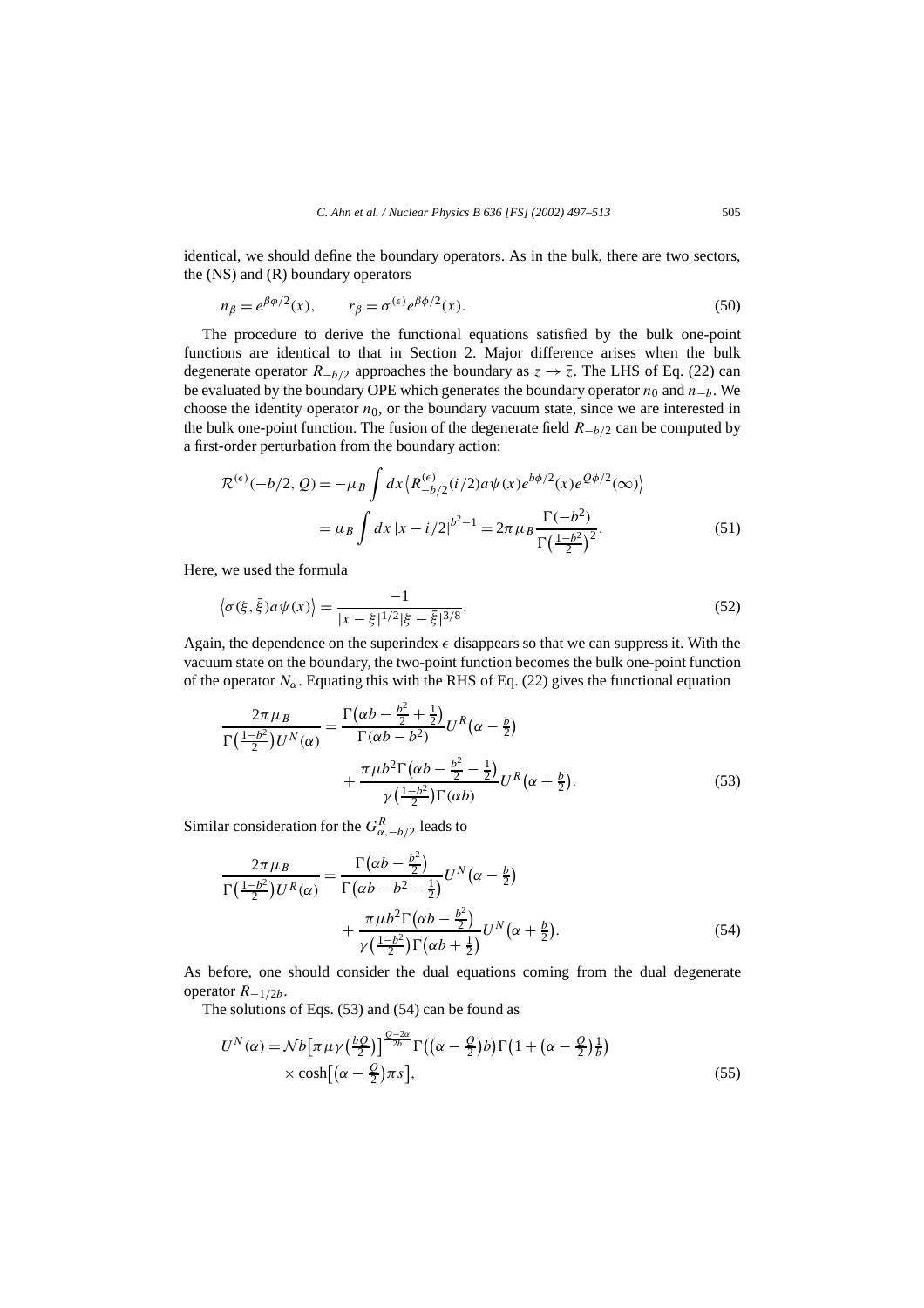identical, we should define the boundary operators. As in the bulk, there are two sectors, the (NS) and (R) boundary operators

$$n_\beta = e^{\beta\phi/2}(x), \qquad r_\beta = \sigma^{(\epsilon)} e^{\beta\phi/2}(x). \tag{50}$$

The procedure to derive the functional equations satisfied by the bulk one-point functions are identical to that in Section 2. Major difference arises when the bulk degenerate operator $R_{-b/2}$ approaches the boundary as $z \to \bar{z}$. The LHS of Eq. (22) can be evaluated by the boundary OPE which generates the boundary operator $n_0$ and $n_{-b}$. We choose the identity operator $n_0$, or the boundary vacuum state, since we are interested in the bulk one-point function. The fusion of the degenerate field $R_{-b/2}$ can be computed by a first-order perturbation from the boundary action:

$$\begin{aligned}
\mathcal{R}^{(\epsilon)}(-b/2, Q) &= -\mu_B \int dx \left\langle R^{(\epsilon)}_{-b/2}(i/2) a\psi(x) e^{b\phi/2}(x) e^{Q\phi/2}(\infty)\right\rangle \\
&= \mu_B \int dx\, |x - i/2|^{b^2-1} = 2\pi\mu_B \frac{\Gamma(-b^2)}{\Gamma\left(\frac{1-b^2}{2}\right)^2}.
\end{aligned} \tag{51}$$

Here, we used the formula

$$\left\langle \sigma(\xi,\bar{\xi}) a\psi(x)\right\rangle = \frac{-1}{|x-\xi|^{1/2}|\xi-\bar{\xi}|^{3/8}}. \tag{52}$$

Again, the dependence on the superindex $\epsilon$ disappears so that we can suppress it. With the vacuum state on the boundary, the two-point function becomes the bulk one-point function of the operator $N_\alpha$. Equating this with the RHS of Eq. (22) gives the functional equation

$$\begin{aligned}
\frac{2\pi\mu_B}{\Gamma\left(\frac{1-b^2}{2}\right) U^N(\alpha)} &= \frac{\Gamma\left(\alpha b - \frac{b^2}{2} + \frac{1}{2}\right)}{\Gamma(\alpha b - b^2)} U^R\left(\alpha - \tfrac{b}{2}\right) \\
&\quad + \frac{\pi\mu b^2 \Gamma\left(\alpha b - \frac{b^2}{2} - \frac{1}{2}\right)}{\gamma\left(\frac{1-b^2}{2}\right)\Gamma(\alpha b)} U^R\left(\alpha + \tfrac{b}{2}\right).
\end{aligned} \tag{53}$$

Similar consideration for the $G^R_{\alpha,-b/2}$ leads to

$$\begin{aligned}
\frac{2\pi\mu_B}{\Gamma\left(\frac{1-b^2}{2}\right) U^R(\alpha)} &= \frac{\Gamma\left(\alpha b - \frac{b^2}{2}\right)}{\Gamma\left(\alpha b - b^2 - \frac{1}{2}\right)} U^N\left(\alpha - \tfrac{b}{2}\right) \\
&\quad + \frac{\pi\mu b^2 \Gamma\left(\alpha b - \frac{b^2}{2}\right)}{\gamma\left(\frac{1-b^2}{2}\right)\Gamma\left(\alpha b + \frac{1}{2}\right)} U^N\left(\alpha + \tfrac{b}{2}\right).
\end{aligned} \tag{54}$$

As before, one should consider the dual equations coming from the dual degenerate operator $R_{-1/2b}$.

The solutions of Eqs. (53) and (54) can be found as

$$\begin{aligned}
U^N(\alpha) &= \mathcal{N} b\left[\pi\mu\gamma\left(\tfrac{bQ}{2}\right)\right]^{\frac{Q-2\alpha}{2b}} \Gamma\left(\left(\alpha - \tfrac{Q}{2}\right)b\right)\Gamma\left(1 + \left(\alpha - \tfrac{Q}{2}\right)\tfrac{1}{b}\right) \\
&\quad \times \cosh\left[\left(\alpha - \tfrac{Q}{2}\right)\pi s\right],
\end{aligned} \tag{55}$$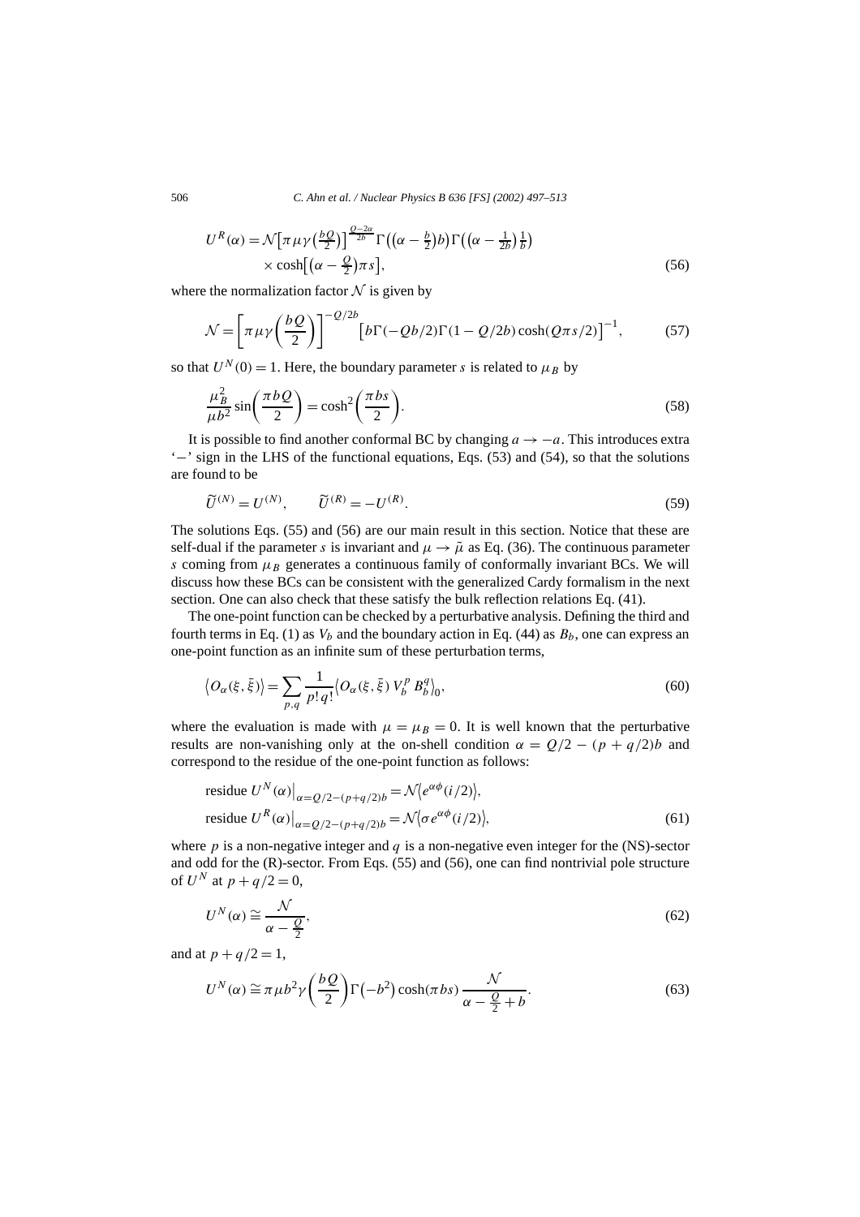$$
U^R(\alpha) = \mathcal{N}\left[\pi\mu\gamma\left(\tfrac{bQ}{2}\right)\right]^{\frac{Q-2\alpha}{2b}} \Gamma\left(\left(\alpha - \tfrac{b}{2}\right)b\right)\Gamma\left(\left(\alpha - \tfrac{1}{2b}\right)\tfrac{1}{b}\right) \\ \times \cosh\left[\left(\alpha - \tfrac{Q}{2}\right)\pi s\right], \tag{56}
$$

where the normalization factor $\mathcal{N}$ is given by

$$
\mathcal{N} = \left[\pi\mu\gamma\left(\frac{bQ}{2}\right)\right]^{-Q/2b} \left[b\Gamma(-Qb/2)\Gamma(1-Q/2b)\cosh(Q\pi s/2)\right]^{-1}, \tag{57}
$$

so that $U^N(0) = 1$. Here, the boundary parameter $s$ is related to $\mu_B$ by

$$
\frac{\mu_B^2}{\mu b^2}\sin\left(\frac{\pi b Q}{2}\right) = \cosh^2\left(\frac{\pi b s}{2}\right). \tag{58}
$$

It is possible to find another conformal BC by changing $a \to -a$. This introduces extra '$-$' sign in the LHS of the functional equations, Eqs. (53) and (54), so that the solutions are found to be

$$
\widetilde{U}^{(N)} = U^{(N)}, \qquad \widetilde{U}^{(R)} = -U^{(R)}. \tag{59}
$$

The solutions Eqs. (55) and (56) are our main result in this section. Notice that these are self-dual if the parameter $s$ is invariant and $\mu \to \tilde{\mu}$ as Eq. (36). The continuous parameter $s$ coming from $\mu_B$ generates a continuous family of conformally invariant BCs. We will discuss how these BCs can be consistent with the generalized Cardy formalism in the next section. One can also check that these satisfy the bulk reflection relations Eq. (41).

The one-point function can be checked by a perturbative analysis. Defining the third and fourth terms in Eq. (1) as $V_b$ and the boundary action in Eq. (44) as $B_b$, one can express an one-point function as an infinite sum of these perturbation terms,

$$
\left\langle O_\alpha(\xi,\bar{\xi})\right\rangle = \sum_{p,q} \frac{1}{p!\,q!}\left\langle O_\alpha(\xi,\bar{\xi})\, V_b^p\, B_b^q\right\rangle_0, \tag{60}
$$

where the evaluation is made with $\mu = \mu_B = 0$. It is well known that the perturbative results are non-vanishing only at the on-shell condition $\alpha = Q/2 - (p + q/2)b$ and correspond to the residue of the one-point function as follows:

$$
\text{residue } U^N(\alpha)\big|_{\alpha = Q/2-(p+q/2)b} = \mathcal{N}\left\langle e^{\alpha\phi}(i/2)\right\rangle, \\
\text{residue } U^R(\alpha)\big|_{\alpha = Q/2-(p+q/2)b} = \mathcal{N}\left\langle \sigma e^{\alpha\phi}(i/2)\right\rangle, \tag{61}
$$

where $p$ is a non-negative integer and $q$ is a non-negative even integer for the (NS)-sector and odd for the (R)-sector. From Eqs. (55) and (56), one can find nontrivial pole structure of $U^N$ at $p + q/2 = 0$,

$$
U^N(\alpha) \cong \frac{\mathcal{N}}{\alpha - \frac{Q}{2}}, \tag{62}
$$

and at $p + q/2 = 1$,

$$
U^N(\alpha) \cong \pi\mu b^2 \gamma\left(\frac{bQ}{2}\right)\Gamma\left(-b^2\right)\cosh(\pi b s)\,\frac{\mathcal{N}}{\alpha - \frac{Q}{2} + b}. \tag{63}
$$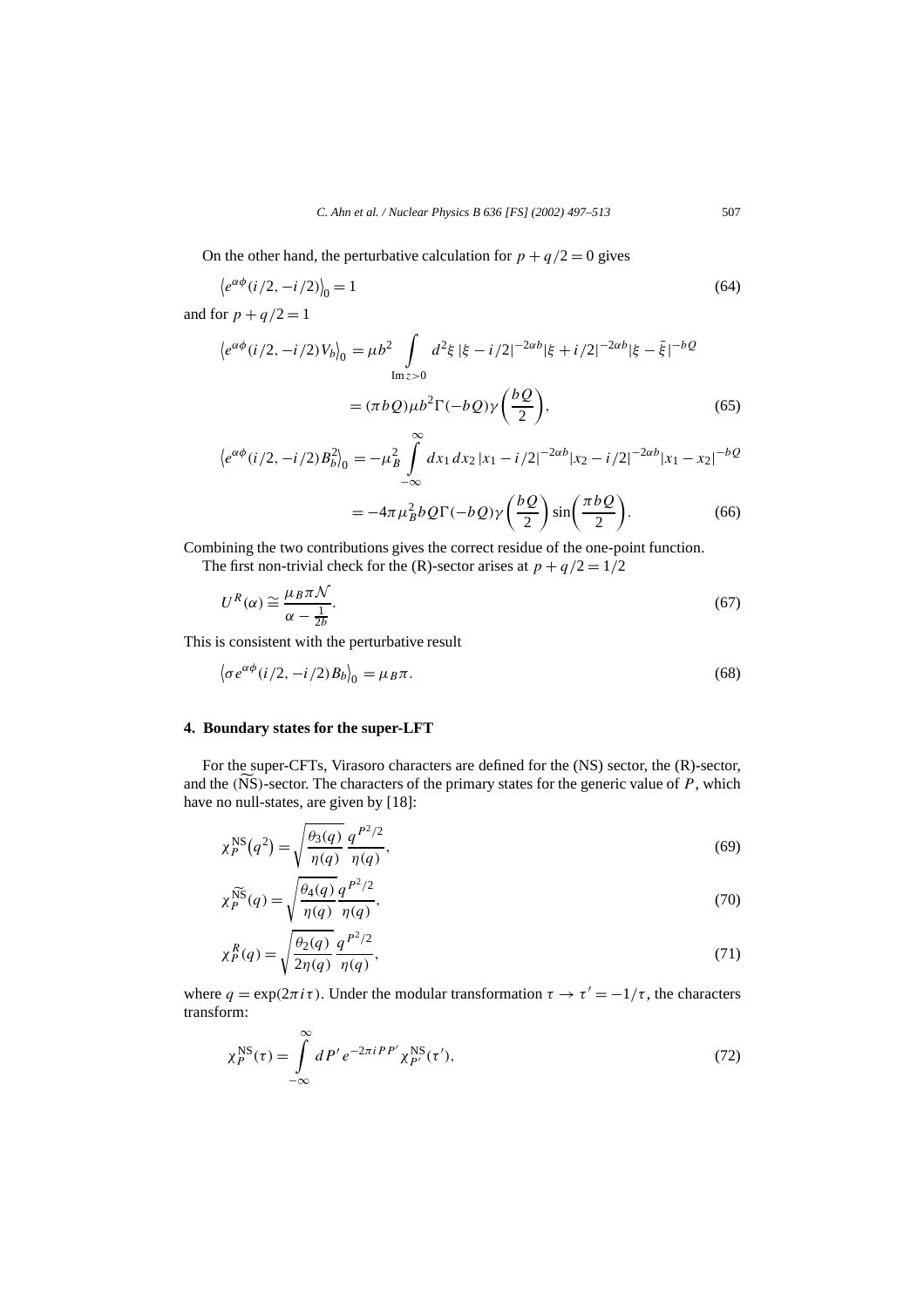On the other hand, the perturbative calculation for $p + q/2 = 0$ gives

$$\langle e^{\alpha\phi}(i/2, -i/2)\rangle_0 = 1 \tag{64}$$

and for $p + q/2 = 1$

$$\begin{aligned}\langle e^{\alpha\phi}(i/2, -i/2)V_b\rangle_0 &= \mu b^2 \int\limits_{\operatorname{Im} z>0} d^2\xi\, |\xi - i/2|^{-2\alpha b}|\xi + i/2|^{-2\alpha b}|\xi - \bar{\xi}|^{-bQ} \\ &= (\pi b Q)\mu b^2 \Gamma(-bQ)\gamma\left(\frac{bQ}{2}\right),\end{aligned} \tag{65}$$

$$\begin{aligned}\langle e^{\alpha\phi}(i/2, -i/2)B_b^2\rangle_0 &= -\mu_B^2 \int\limits_{-\infty}^{\infty} dx_1\, dx_2\, |x_1 - i/2|^{-2\alpha b}|x_2 - i/2|^{-2\alpha b}|x_1 - x_2|^{-bQ} \\ &= -4\pi\mu_B^2 bQ\Gamma(-bQ)\gamma\left(\frac{bQ}{2}\right)\sin\left(\frac{\pi bQ}{2}\right).\end{aligned} \tag{66}$$

Combining the two contributions gives the correct residue of the one-point function.

The first non-trivial check for the (R)-sector arises at $p + q/2 = 1/2$

$$U^R(\alpha) \cong \frac{\mu_B \pi \mathcal{N}}{\alpha - \frac{1}{2b}}. \tag{67}$$

This is consistent with the perturbative result

$$\langle \sigma e^{\alpha\phi}(i/2, -i/2)B_b\rangle_0 = \mu_B \pi. \tag{68}$$

## 4. Boundary states for the super-LFT

For the super-CFTs, Virasoro characters are defined for the (NS) sector, the (R)-sector, and the $(\widetilde{\text{NS}})$-sector. The characters of the primary states for the generic value of $P$, which have no null-states, are given by [18]:

$$\chi_P^{\text{NS}}(q^2) = \sqrt{\frac{\theta_3(q)}{\eta(q)}}\,\frac{q^{P^2/2}}{\eta(q)}, \tag{69}$$

$$\chi_P^{\widetilde{\text{NS}}}(q) = \sqrt{\frac{\theta_4(q)}{\eta(q)}}\,\frac{q^{P^2/2}}{\eta(q)}, \tag{70}$$

$$\chi_P^{R}(q) = \sqrt{\frac{\theta_2(q)}{2\eta(q)}}\,\frac{q^{P^2/2}}{\eta(q)}, \tag{71}$$

where $q = \exp(2\pi i\tau)$. Under the modular transformation $\tau \to \tau' = -1/\tau$, the characters transform:

$$\chi_P^{\text{NS}}(\tau) = \int\limits_{-\infty}^{\infty} dP'\, e^{-2\pi i PP'}\chi_{P'}^{\text{NS}}(\tau'), \tag{72}$$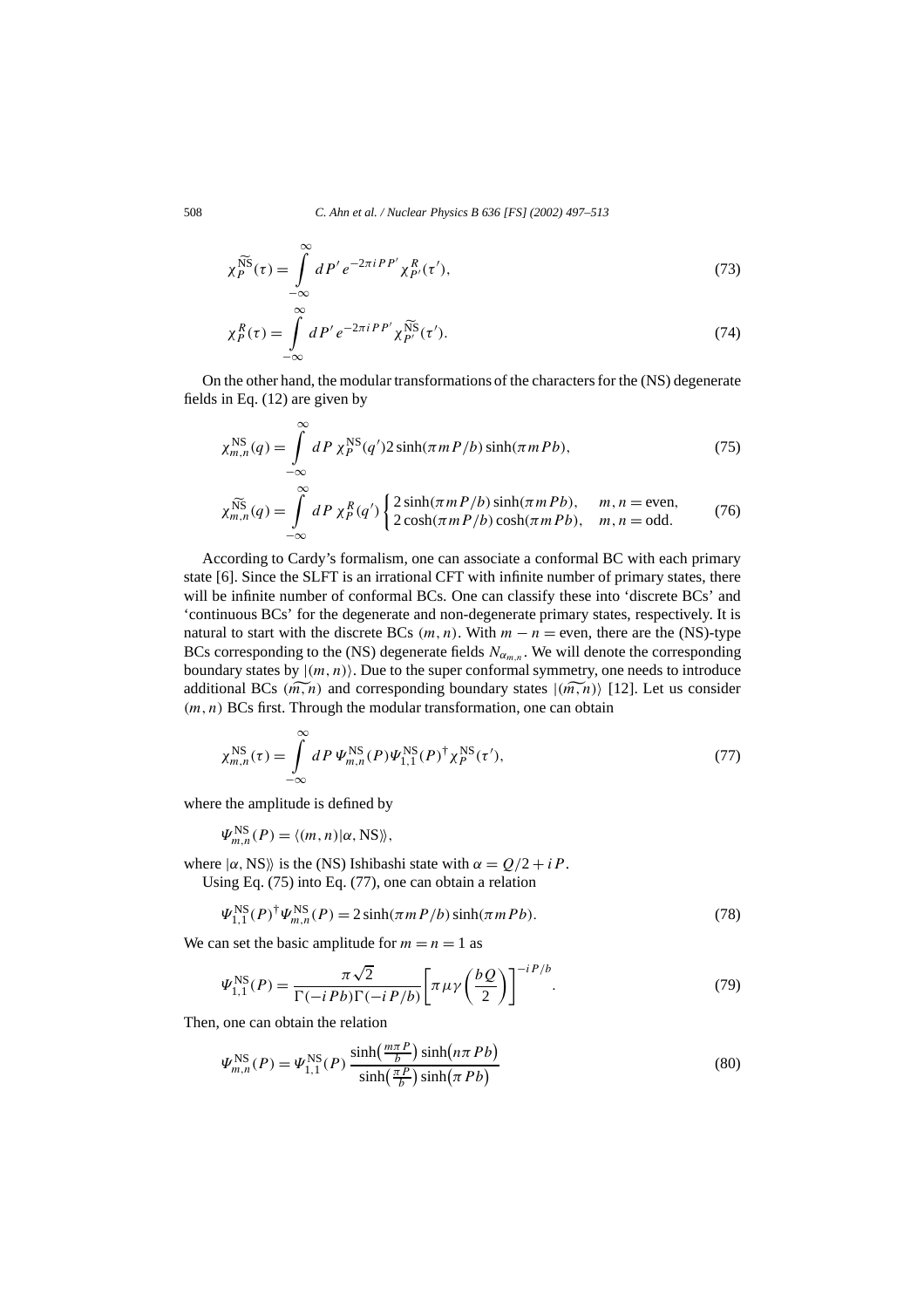$$\chi_P^{\widetilde{\rm NS}}(\tau) = \int_{-\infty}^{\infty} dP'\, e^{-2\pi i P P'} \chi_{P'}^{R}(\tau'), \tag{73}$$

$$\chi_P^{R}(\tau) = \int_{-\infty}^{\infty} dP'\, e^{-2\pi i P P'} \chi_{P'}^{\widetilde{\rm NS}}(\tau'). \tag{74}$$

On the other hand, the modular transformations of the characters for the (NS) degenerate fields in Eq. (12) are given by

$$\chi_{m,n}^{\rm NS}(q) = \int_{-\infty}^{\infty} dP\, \chi_P^{\rm NS}(q') 2\sinh(\pi m P/b)\sinh(\pi m P b), \tag{75}$$

$$\chi_{m,n}^{\widetilde{\rm NS}}(q) = \int_{-\infty}^{\infty} dP\, \chi_P^{R}(q') \begin{cases} 2\sinh(\pi m P/b)\sinh(\pi m P b), & m,n = \text{even}, \\ 2\cosh(\pi m P/b)\cosh(\pi m P b), & m,n = \text{odd}. \end{cases} \tag{76}$$

According to Cardy's formalism, one can associate a conformal BC with each primary state [6]. Since the SLFT is an irrational CFT with infinite number of primary states, there will be infinite number of conformal BCs. One can classify these into 'discrete BCs' and 'continuous BCs' for the degenerate and non-degenerate primary states, respectively. It is natural to start with the discrete BCs $(m,n)$. With $m-n=$ even, there are the (NS)-type BCs corresponding to the (NS) degenerate fields $N_{\alpha_{m,n}}$. We will denote the corresponding boundary states by $|(m,n)\rangle$. Due to the super conformal symmetry, one needs to introduce additional BCs $(\widetilde{m,n})$ and corresponding boundary states $|(\widetilde{m,n})\rangle$ [12]. Let us consider $(m,n)$ BCs first. Through the modular transformation, one can obtain

$$\chi_{m,n}^{\rm NS}(\tau) = \int_{-\infty}^{\infty} dP\, \Psi_{m,n}^{\rm NS}(P) \Psi_{1,1}^{\rm NS}(P)^{\dagger} \chi_P^{\rm NS}(\tau'), \tag{77}$$

where the amplitude is defined by

$$\Psi_{m,n}^{\rm NS}(P) = \langle (m,n)|\alpha, {\rm NS}\rangle\rangle,$$

where $|\alpha, {\rm NS}\rangle\rangle$ is the (NS) Ishibashi state with $\alpha = Q/2 + iP$.

Using Eq. (75) into Eq. (77), one can obtain a relation

$$\Psi_{1,1}^{\rm NS}(P)^{\dagger} \Psi_{m,n}^{\rm NS}(P) = 2\sinh(\pi m P/b)\sinh(\pi m P b). \tag{78}$$

We can set the basic amplitude for $m=n=1$ as

$$\Psi_{1,1}^{\rm NS}(P) = \frac{\pi\sqrt{2}}{\Gamma(-iPb)\Gamma(-iP/b)} \left[\pi \mu \gamma\left(\frac{bQ}{2}\right)\right]^{-iP/b}. \tag{79}$$

Then, one can obtain the relation

$$\Psi_{m,n}^{\rm NS}(P) = \Psi_{1,1}^{\rm NS}(P) \frac{\sinh\left(\frac{m\pi P}{b}\right)\sinh\left(n\pi P b\right)}{\sinh\left(\frac{\pi P}{b}\right)\sinh\left(\pi P b\right)} \tag{80}$$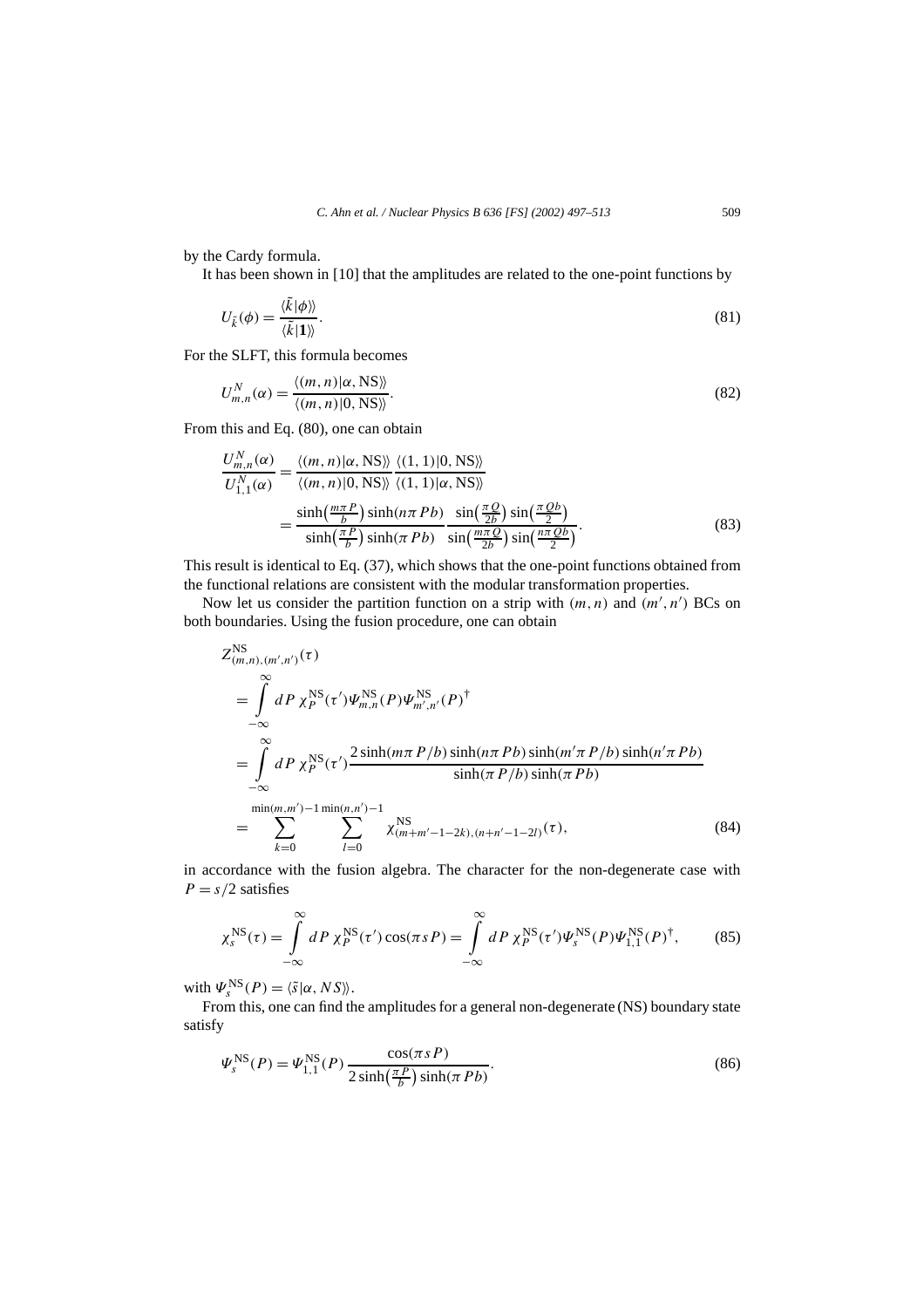by the Cardy formula.

It has been shown in [10] that the amplitudes are related to the one-point functions by

$$U_{\tilde{k}}(\phi) = \frac{\langle \tilde{k} | \phi \rangle\rangle}{\langle \tilde{k} | \mathbf{1} \rangle\rangle}. \tag{81}$$

For the SLFT, this formula becomes

$$U^N_{m,n}(\alpha) = \frac{\langle (m,n) | \alpha, \mathrm{NS} \rangle\rangle}{\langle (m,n) | 0, \mathrm{NS} \rangle\rangle}. \tag{82}$$

From this and Eq. (80), one can obtain

$$\begin{aligned}
\frac{U^N_{m,n}(\alpha)}{U^N_{1,1}(\alpha)} &= \frac{\langle (m,n) | \alpha, \mathrm{NS} \rangle\rangle}{\langle (m,n) | 0, \mathrm{NS} \rangle\rangle} \frac{\langle (1,1) | 0, \mathrm{NS} \rangle\rangle}{\langle (1,1) | \alpha, \mathrm{NS} \rangle\rangle} \\
&= \frac{\sinh\left(\frac{m\pi P}{b}\right) \sinh(n\pi P b)}{\sinh\left(\frac{\pi P}{b}\right) \sinh(\pi P b)} \frac{\sin\left(\frac{\pi Q}{2b}\right) \sin\left(\frac{\pi Q b}{2}\right)}{\sin\left(\frac{m\pi Q}{2b}\right) \sin\left(\frac{n\pi Q b}{2}\right)}.
\end{aligned} \tag{83}$$

This result is identical to Eq. (37), which shows that the one-point functions obtained from the functional relations are consistent with the modular transformation properties.

Now let us consider the partition function on a strip with $(m,n)$ and $(m',n')$ BCs on both boundaries. Using the fusion procedure, one can obtain

$$\begin{aligned}
&Z^{\mathrm{NS}}_{(m,n),(m',n')}(\tau) \\
&= \int_{-\infty}^{\infty} dP\, \chi^{\mathrm{NS}}_P(\tau') \Psi^{\mathrm{NS}}_{m,n}(P) \Psi^{\mathrm{NS}}_{m',n'}(P)^\dagger \\
&= \int_{-\infty}^{\infty} dP\, \chi^{\mathrm{NS}}_P(\tau') \frac{2\sinh(m\pi P/b)\sinh(n\pi P b)\sinh(m'\pi P/b)\sinh(n'\pi P b)}{\sinh(\pi P/b)\sinh(\pi P b)} \\
&= \sum_{k=0}^{\min(m,m')-1} \sum_{l=0}^{\min(n,n')-1} \chi^{\mathrm{NS}}_{(m+m'-1-2k),(n+n'-1-2l)}(\tau),
\end{aligned} \tag{84}$$

in accordance with the fusion algebra. The character for the non-degenerate case with $P = s/2$ satisfies

$$\chi^{\mathrm{NS}}_s(\tau) = \int_{-\infty}^{\infty} dP\, \chi^{\mathrm{NS}}_P(\tau') \cos(\pi s P) = \int_{-\infty}^{\infty} dP\, \chi^{\mathrm{NS}}_P(\tau') \Psi^{\mathrm{NS}}_s(P) \Psi^{\mathrm{NS}}_{1,1}(P)^\dagger, \tag{85}$$

with $\Psi^{\mathrm{NS}}_s(P) = \langle \tilde{s} | \alpha, NS \rangle\rangle$.

From this, one can find the amplitudes for a general non-degenerate (NS) boundary state satisfy

$$\Psi^{\mathrm{NS}}_s(P) = \Psi^{\mathrm{NS}}_{1,1}(P) \frac{\cos(\pi s P)}{2\sinh\left(\frac{\pi P}{b}\right)\sinh(\pi P b)}. \tag{86}$$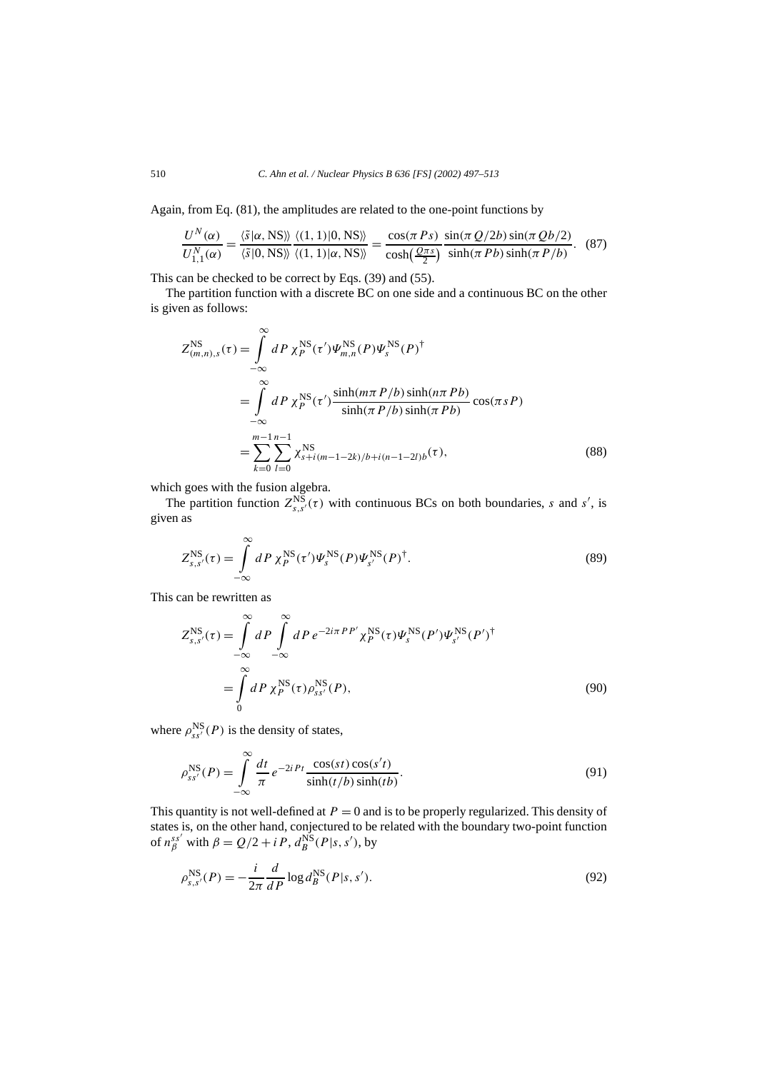Again, from Eq. (81), the amplitudes are related to the one-point functions by

$$\frac{U^N(\alpha)}{U^N_{1,1}(\alpha)} = \frac{\langle \tilde{s}|\alpha, \mathrm{NS}\rangle\rangle}{\langle \tilde{s}|0, \mathrm{NS}\rangle\rangle} \frac{\langle (1,1)|0, \mathrm{NS}\rangle\rangle}{\langle (1,1)|\alpha, \mathrm{NS}\rangle\rangle} = \frac{\cos(\pi P s)}{\cosh\left(\frac{Q\pi s}{2}\right)} \frac{\sin(\pi Q/2b)\sin(\pi Qb/2)}{\sinh(\pi Pb)\sinh(\pi P/b)}. \quad (87)$$

This can be checked to be correct by Eqs. (39) and (55).

The partition function with a discrete BC on one side and a continuous BC on the other is given as follows:

$$\begin{aligned}
Z^{\mathrm{NS}}_{(m,n),s}(\tau) &= \int_{-\infty}^{\infty} dP\, \chi^{\mathrm{NS}}_P(\tau')\Psi^{\mathrm{NS}}_{m,n}(P)\Psi^{\mathrm{NS}}_s(P)^\dagger \\
&= \int_{-\infty}^{\infty} dP\, \chi^{\mathrm{NS}}_P(\tau') \frac{\sinh(m\pi P/b)\sinh(n\pi Pb)}{\sinh(\pi P/b)\sinh(\pi Pb)}\cos(\pi s P) \\
&= \sum_{k=0}^{m-1}\sum_{l=0}^{n-1} \chi^{\mathrm{NS}}_{s+i(m-1-2k)/b+i(n-1-2l)b}(\tau),
\end{aligned} \quad (88)$$

which goes with the fusion algebra.

The partition function $Z^{\mathrm{NS}}_{s,s'}(\tau)$ with continuous BCs on both boundaries, $s$ and $s'$, is given as

$$Z^{\mathrm{NS}}_{s,s'}(\tau) = \int_{-\infty}^{\infty} dP\, \chi^{\mathrm{NS}}_P(\tau')\Psi^{\mathrm{NS}}_s(P)\Psi^{\mathrm{NS}}_{s'}(P)^\dagger. \quad (89)$$

This can be rewritten as

$$\begin{aligned}
Z^{\mathrm{NS}}_{s,s'}(\tau) &= \int_{-\infty}^{\infty} dP \int_{-\infty}^{\infty} dP\, e^{-2i\pi PP'}\chi^{\mathrm{NS}}_P(\tau)\Psi^{\mathrm{NS}}_s(P')\Psi^{\mathrm{NS}}_{s'}(P')^\dagger \\
&= \int_{0}^{\infty} dP\, \chi^{\mathrm{NS}}_P(\tau)\rho^{\mathrm{NS}}_{ss'}(P),
\end{aligned} \quad (90)$$

where $\rho^{\mathrm{NS}}_{ss'}(P)$ is the density of states,

$$\rho^{\mathrm{NS}}_{ss'}(P) = \int_{-\infty}^{\infty} \frac{dt}{\pi} e^{-2iPt} \frac{\cos(st)\cos(s't)}{\sinh(t/b)\sinh(tb)}. \quad (91)$$

This quantity is not well-defined at $P = 0$ and is to be properly regularized. This density of states is, on the other hand, conjectured to be related with the boundary two-point function of $n^{ss'}_\beta$ with $\beta = Q/2 + iP$, $d^{\mathrm{NS}}_B(P|s,s')$, by

$$\rho^{\mathrm{NS}}_{s,s'}(P) = -\frac{i}{2\pi}\frac{d}{dP}\log d^{\mathrm{NS}}_B(P|s,s'). \quad (92)$$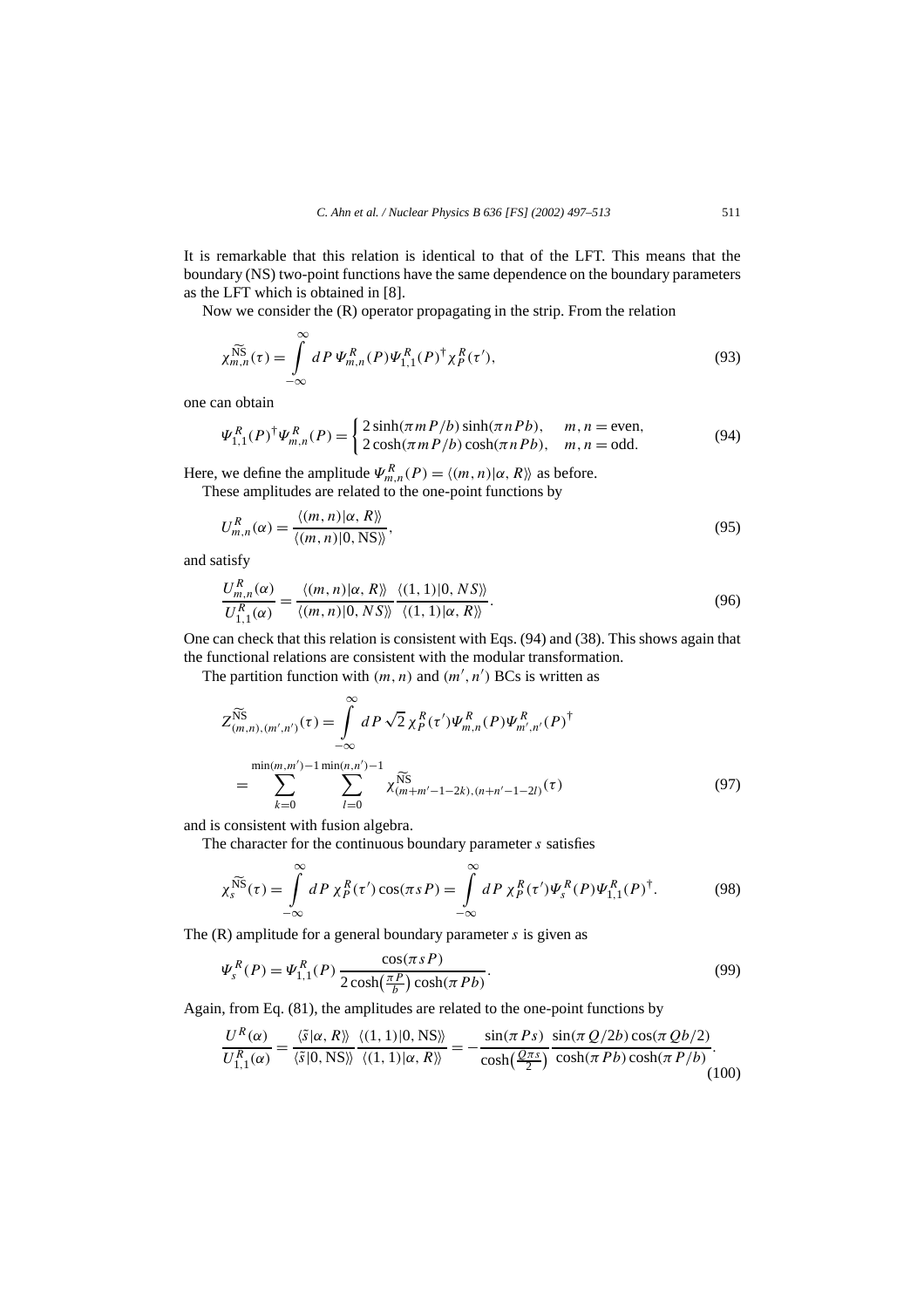It is remarkable that this relation is identical to that of the LFT. This means that the boundary (NS) two-point functions have the same dependence on the boundary parameters as the LFT which is obtained in [8].

Now we consider the (R) operator propagating in the strip. From the relation

$$\chi^{\widetilde{\text{NS}}}_{m,n}(\tau) = \int_{-\infty}^{\infty} dP\, \Psi^R_{m,n}(P)\Psi^R_{1,1}(P)^\dagger \chi^R_P(\tau'), \tag{93}$$

one can obtain

$$\Psi^R_{1,1}(P)^\dagger \Psi^R_{m,n}(P) = \begin{cases} 2\sinh(\pi m P/b)\sinh(\pi n P b), & m,n = \text{even}, \\ 2\cosh(\pi m P/b)\cosh(\pi n P b), & m,n = \text{odd}. \end{cases} \tag{94}$$

Here, we define the amplitude $\Psi^R_{m,n}(P) = \langle (m,n)|\alpha, R\rangle\!\rangle$ as before.

These amplitudes are related to the one-point functions by

$$U^R_{m,n}(\alpha) = \frac{\langle (m,n)|\alpha, R\rangle\!\rangle}{\langle (m,n)|0, \text{NS}\rangle\!\rangle}, \tag{95}$$

and satisfy

$$\frac{U^R_{m,n}(\alpha)}{U^R_{1,1}(\alpha)} = \frac{\langle (m,n)|\alpha, R\rangle\!\rangle}{\langle (m,n)|0, NS\rangle\!\rangle}\, \frac{\langle (1,1)|0, NS\rangle\!\rangle}{\langle (1,1)|\alpha, R\rangle\!\rangle}. \tag{96}$$

One can check that this relation is consistent with Eqs. (94) and (38). This shows again that the functional relations are consistent with the modular transformation.

The partition function with $(m,n)$ and $(m',n')$ BCs is written as

$$\begin{aligned} Z^{\widetilde{\text{NS}}}_{(m,n),(m',n')}(\tau) &= \int_{-\infty}^{\infty} dP\, \sqrt{2}\, \chi^R_P(\tau')\Psi^R_{m,n}(P)\Psi^R_{m',n'}(P)^\dagger \\ &= \sum_{k=0}^{\min(m,m')-1}\ \sum_{l=0}^{\min(n,n')-1} \chi^{\widetilde{\text{NS}}}_{(m+m'-1-2k),(n+n'-1-2l)}(\tau) \end{aligned} \tag{97}$$

and is consistent with fusion algebra.

The character for the continuous boundary parameter $s$ satisfies

$$\chi^{\widetilde{\text{NS}}}_s(\tau) = \int_{-\infty}^{\infty} dP\, \chi^R_P(\tau')\cos(\pi s P) = \int_{-\infty}^{\infty} dP\, \chi^R_P(\tau')\Psi^R_s(P)\Psi^R_{1,1}(P)^\dagger. \tag{98}$$

The (R) amplitude for a general boundary parameter $s$ is given as

$$\Psi^R_s(P) = \Psi^R_{1,1}(P)\, \frac{\cos(\pi s P)}{2\cosh\left(\frac{\pi P}{b}\right)\cosh(\pi P b)}. \tag{99}$$

Again, from Eq. (81), the amplitudes are related to the one-point functions by

$$\frac{U^R(\alpha)}{U^R_{1,1}(\alpha)} = \frac{\langle \tilde{s}|\alpha, R\rangle\!\rangle}{\langle \tilde{s}|0, \text{NS}\rangle\!\rangle}\, \frac{\langle (1,1)|0, \text{NS}\rangle\!\rangle}{\langle (1,1)|\alpha, R\rangle\!\rangle} = -\frac{\sin(\pi P s)}{\cosh\left(\frac{Q\pi s}{2}\right)}\, \frac{\sin(\pi Q/2b)\cos(\pi Q b/2)}{\cosh(\pi P b)\cosh(\pi P/b)}. \tag{100}$$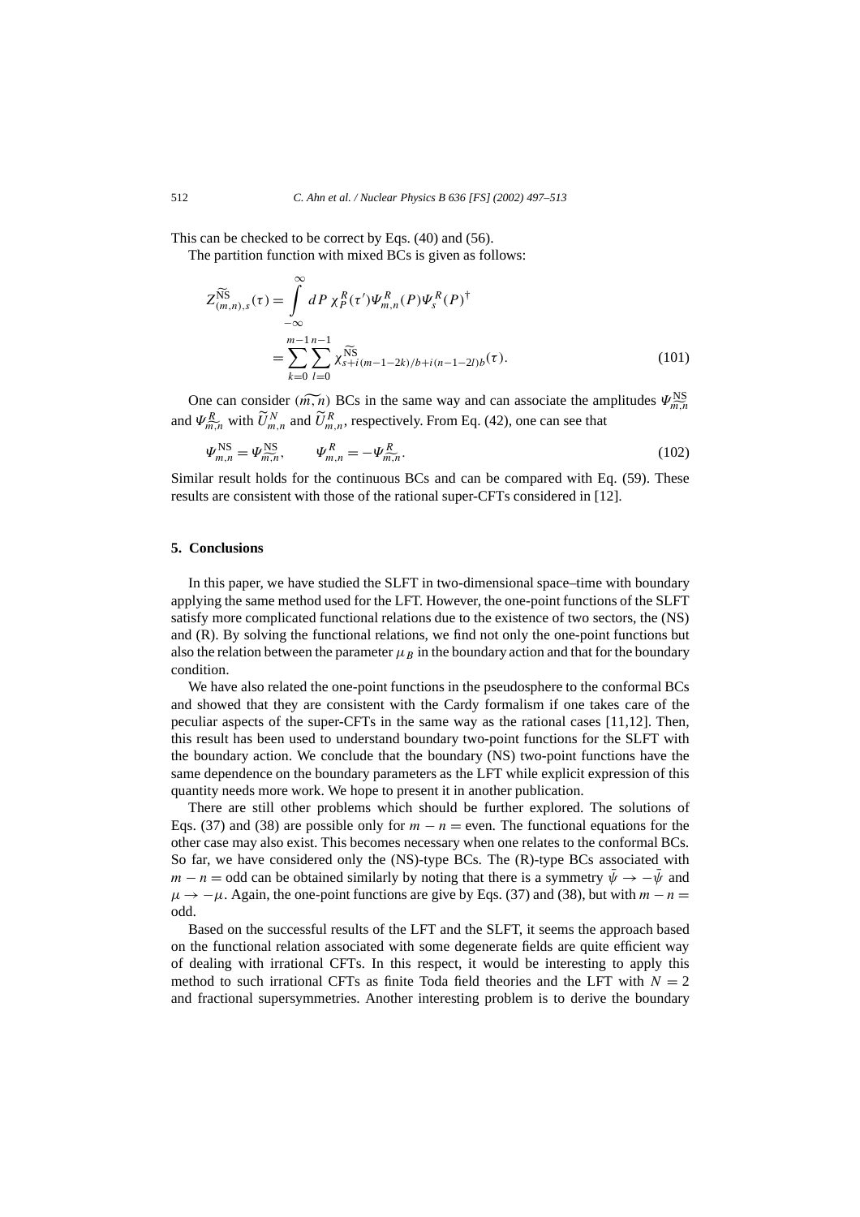This can be checked to be correct by Eqs. (40) and (56).

The partition function with mixed BCs is given as follows:

$$Z^{\widetilde{\rm NS}}_{(m,n),s}(\tau) = \int_{-\infty}^{\infty} dP\, \chi^R_P(\tau')\Psi^R_{m,n}(P)\Psi^R_s(P)^\dagger$$
$$= \sum_{k=0}^{m-1}\sum_{l=0}^{n-1} \chi^{\widetilde{\rm NS}}_{s+i(m-1-2k)/b+i(n-1-2l)b}(\tau). \tag{101}$$

One can consider $(\widetilde{m,n})$ BCs in the same way and can associate the amplitudes $\Psi^{\rm NS}_{\widetilde{m,n}}$ and $\Psi^{R}_{\widetilde{m,n}}$ with $\widetilde{U}^N_{m,n}$ and $\widetilde{U}^R_{m,n}$, respectively. From Eq. (42), one can see that

$$\Psi^{\rm NS}_{m,n} = \Psi^{\rm NS}_{\widetilde{m,n}}, \qquad \Psi^{R}_{m,n} = -\Psi^{R}_{\widetilde{m,n}}. \tag{102}$$

Similar result holds for the continuous BCs and can be compared with Eq. (59). These results are consistent with those of the rational super-CFTs considered in [12].

## 5. Conclusions

In this paper, we have studied the SLFT in two-dimensional space–time with boundary applying the same method used for the LFT. However, the one-point functions of the SLFT satisfy more complicated functional relations due to the existence of two sectors, the (NS) and (R). By solving the functional relations, we find not only the one-point functions but also the relation between the parameter $\mu_B$ in the boundary action and that for the boundary condition.

We have also related the one-point functions in the pseudosphere to the conformal BCs and showed that they are consistent with the Cardy formalism if one takes care of the peculiar aspects of the super-CFTs in the same way as the rational cases [11,12]. Then, this result has been used to understand boundary two-point functions for the SLFT with the boundary action. We conclude that the boundary (NS) two-point functions have the same dependence on the boundary parameters as the LFT while explicit expression of this quantity needs more work. We hope to present it in another publication.

There are still other problems which should be further explored. The solutions of Eqs. (37) and (38) are possible only for $m-n=$ even. The functional equations for the other case may also exist. This becomes necessary when one relates to the conformal BCs. So far, we have considered only the (NS)-type BCs. The (R)-type BCs associated with $m-n=$ odd can be obtained similarly by noting that there is a symmetry $\bar{\psi} \to -\bar{\psi}$ and $\mu \to -\mu$. Again, the one-point functions are give by Eqs. (37) and (38), but with $m-n=$ odd.

Based on the successful results of the LFT and the SLFT, it seems the approach based on the functional relation associated with some degenerate fields are quite efficient way of dealing with irrational CFTs. In this respect, it would be interesting to apply this method to such irrational CFTs as finite Toda field theories and the LFT with $N=2$ and fractional supersymmetries. Another interesting problem is to derive the boundary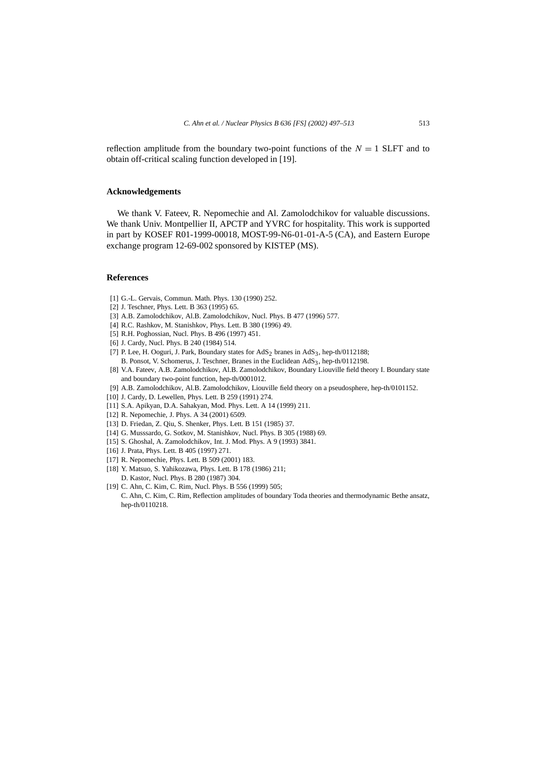reflection amplitude from the boundary two-point functions of the $N = 1$ SLFT and to obtain off-critical scaling function developed in [19].

## Acknowledgements

We thank V. Fateev, R. Nepomechie and Al. Zamolodchikov for valuable discussions. We thank Univ. Montpellier II, APCTP and YVRC for hospitality. This work is supported in part by KOSEF R01-1999-00018, MOST-99-N6-01-01-A-5 (CA), and Eastern Europe exchange program 12-69-002 sponsored by KISTEP (MS).

## References

[1] G.-L. Gervais, Commun. Math. Phys. 130 (1990) 252.
[2] J. Teschner, Phys. Lett. B 363 (1995) 65.
[3] A.B. Zamolodchikov, Al.B. Zamolodchikov, Nucl. Phys. B 477 (1996) 577.
[4] R.C. Rashkov, M. Stanishkov, Phys. Lett. B 380 (1996) 49.
[5] R.H. Poghossian, Nucl. Phys. B 496 (1997) 451.
[6] J. Cardy, Nucl. Phys. B 240 (1984) 514.
[7] P. Lee, H. Ooguri, J. Park, Boundary states for $AdS_2$ branes in $AdS_3$, hep-th/0112188;
B. Ponsot, V. Schomerus, J. Teschner, Branes in the Euclidean $AdS_3$, hep-th/0112198.
[8] V.A. Fateev, A.B. Zamolodchikov, Al.B. Zamolodchikov, Boundary Liouville field theory I. Boundary state and boundary two-point function, hep-th/0001012.
[9] A.B. Zamolodchikov, Al.B. Zamolodchikov, Liouville field theory on a pseudosphere, hep-th/0101152.
[10] J. Cardy, D. Lewellen, Phys. Lett. B 259 (1991) 274.
[11] S.A. Apikyan, D.A. Sahakyan, Mod. Phys. Lett. A 14 (1999) 211.
[12] R. Nepomechie, J. Phys. A 34 (2001) 6509.
[13] D. Friedan, Z. Qiu, S. Shenker, Phys. Lett. B 151 (1985) 37.
[14] G. Musssardo, G. Sotkov, M. Stanishkov, Nucl. Phys. B 305 (1988) 69.
[15] S. Ghoshal, A. Zamolodchikov, Int. J. Mod. Phys. A 9 (1993) 3841.
[16] J. Prata, Phys. Lett. B 405 (1997) 271.
[17] R. Nepomechie, Phys. Lett. B 509 (2001) 183.
[18] Y. Matsuo, S. Yahikozawa, Phys. Lett. B 178 (1986) 211;
D. Kastor, Nucl. Phys. B 280 (1987) 304.
[19] C. Ahn, C. Kim, C. Rim, Nucl. Phys. B 556 (1999) 505;
C. Ahn, C. Kim, C. Rim, Reflection amplitudes of boundary Toda theories and thermodynamic Bethe ansatz, hep-th/0110218.